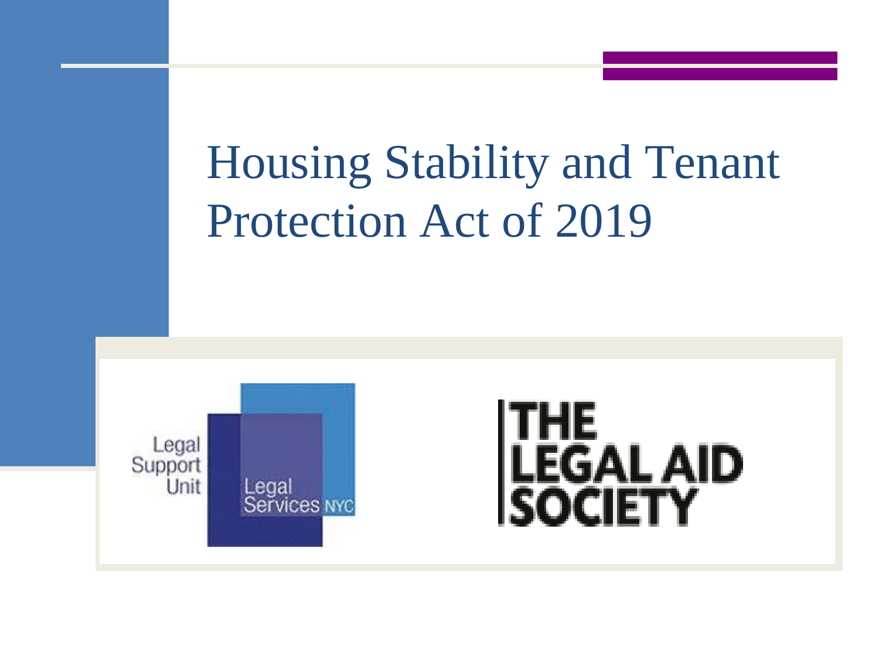# Housing Stability and Tenant Protection Act of 2019

Legal Support Unit

Legal Services NYC

THE LEGAL AID SOCIETY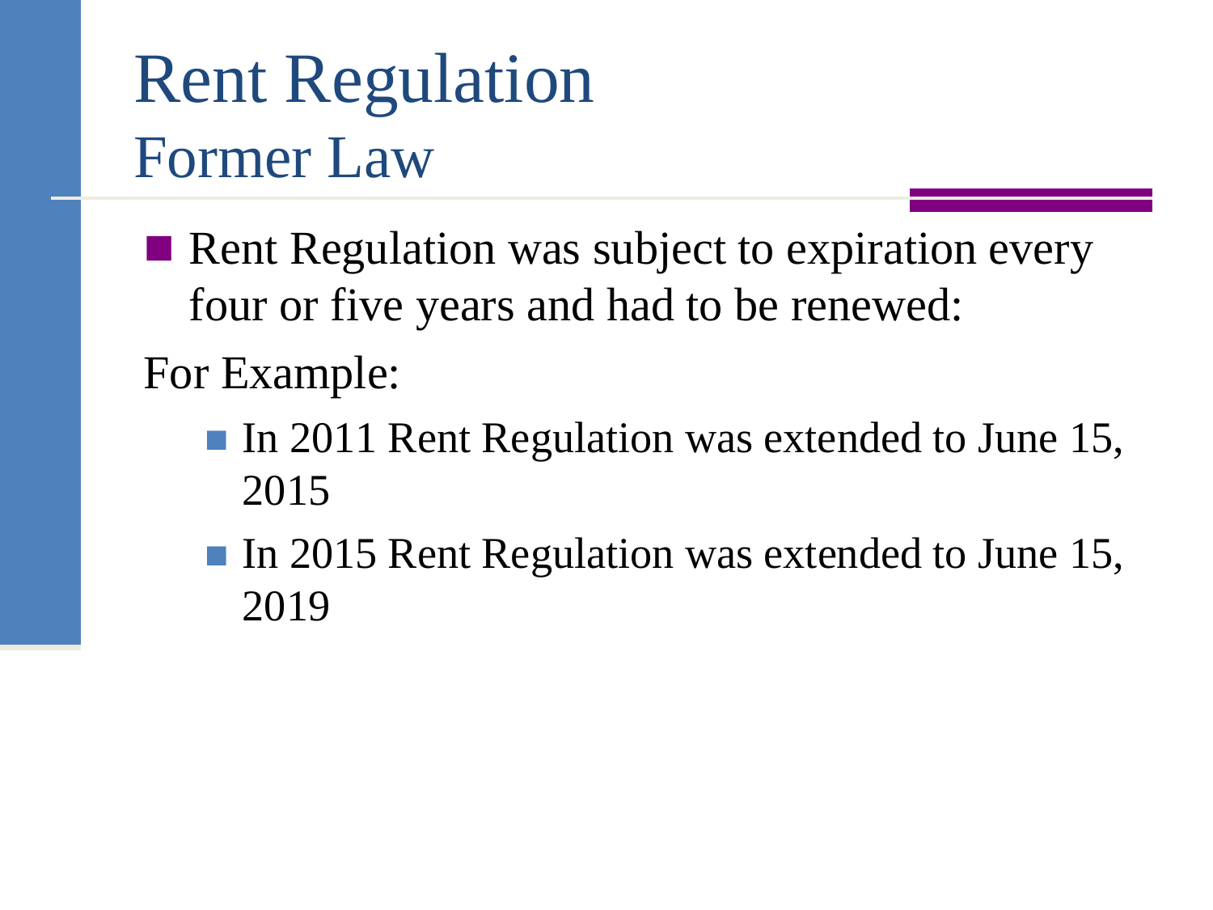# Rent Regulation
## Former Law

- Rent Regulation was subject to expiration every four or five years and had to be renewed:

For Example:

  - In 2011 Rent Regulation was extended to June 15, 2015
  - In 2015 Rent Regulation was extended to June 15, 2019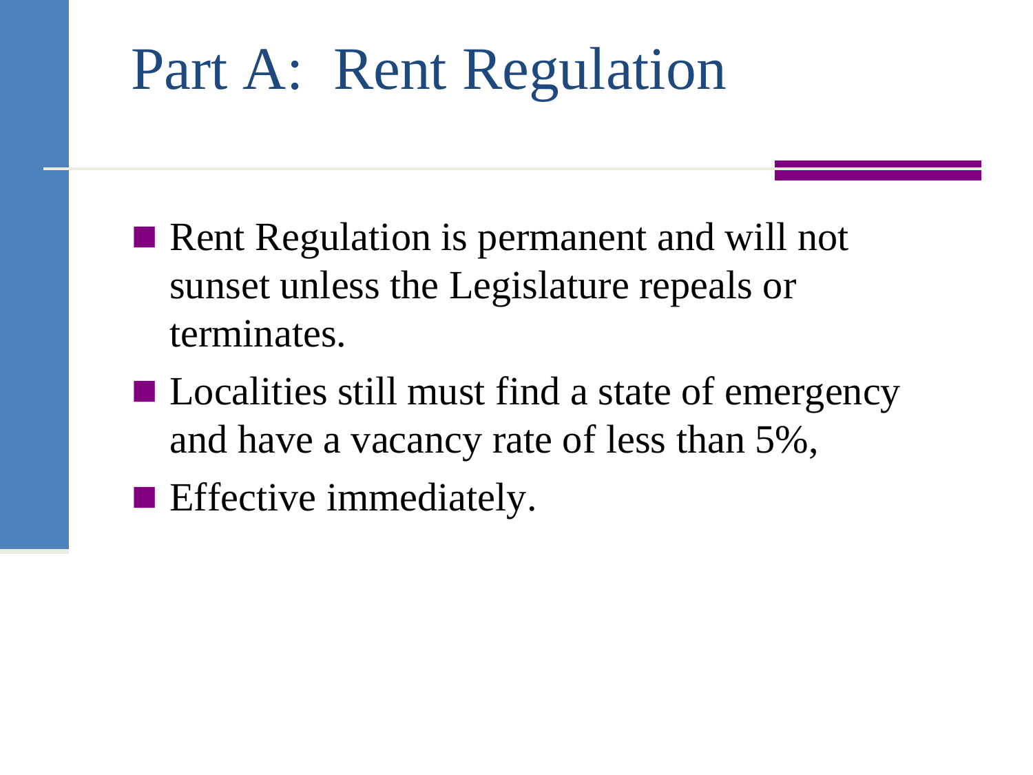# Part A: Rent Regulation

- Rent Regulation is permanent and will not sunset unless the Legislature repeals or terminates.
- Localities still must find a state of emergency and have a vacancy rate of less than 5%,
- Effective immediately.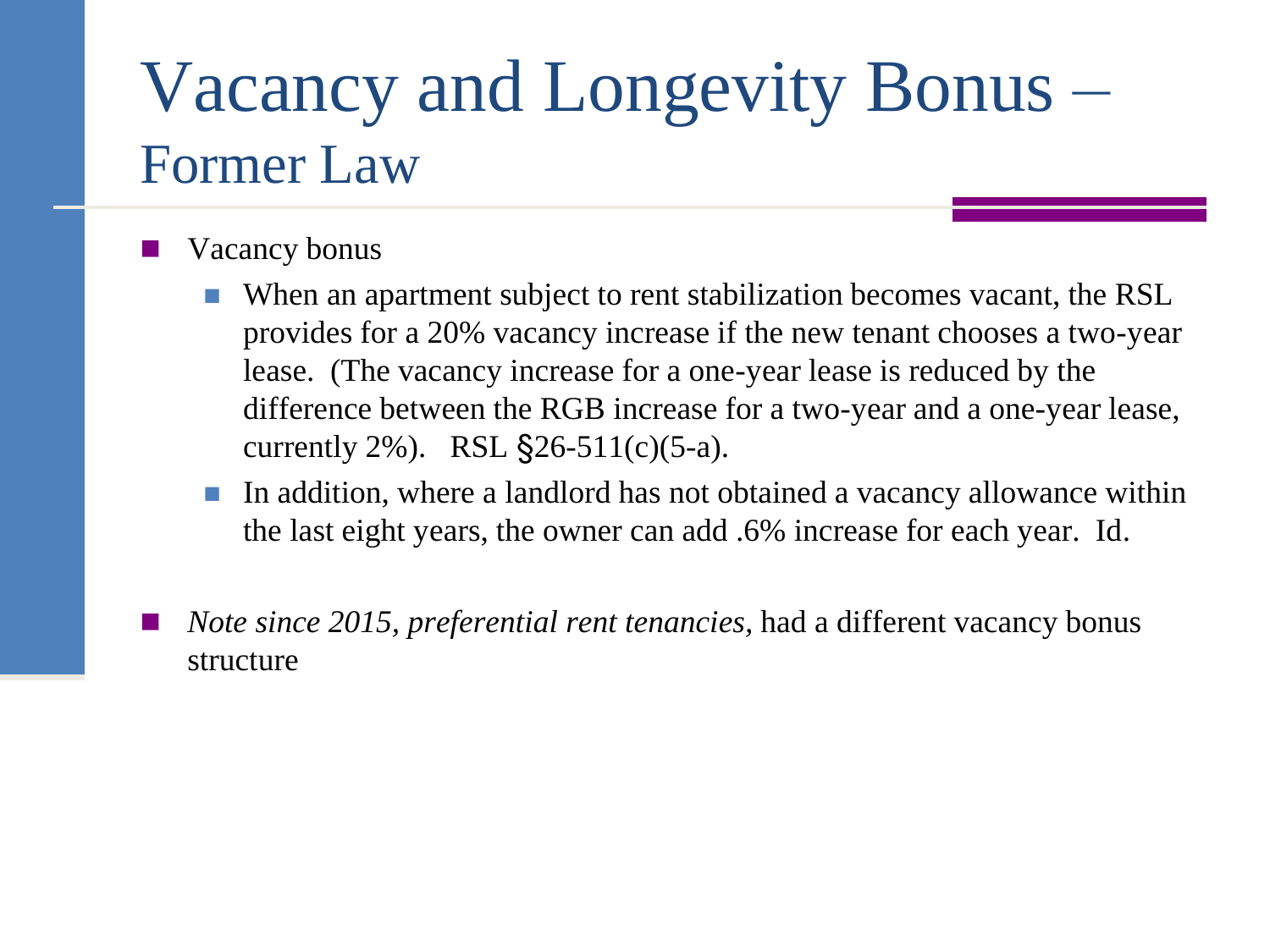# Vacancy and Longevity Bonus – Former Law

- Vacancy bonus
  - When an apartment subject to rent stabilization becomes vacant, the RSL provides for a 20% vacancy increase if the new tenant chooses a two-year lease. (The vacancy increase for a one-year lease is reduced by the difference between the RGB increase for a two-year and a one-year lease, currently 2%). RSL §26-511(c)(5-a).
  - In addition, where a landlord has not obtained a vacancy allowance within the last eight years, the owner can add .6% increase for each year. Id.
- *Note since 2015, preferential rent tenancies*, had a different vacancy bonus structure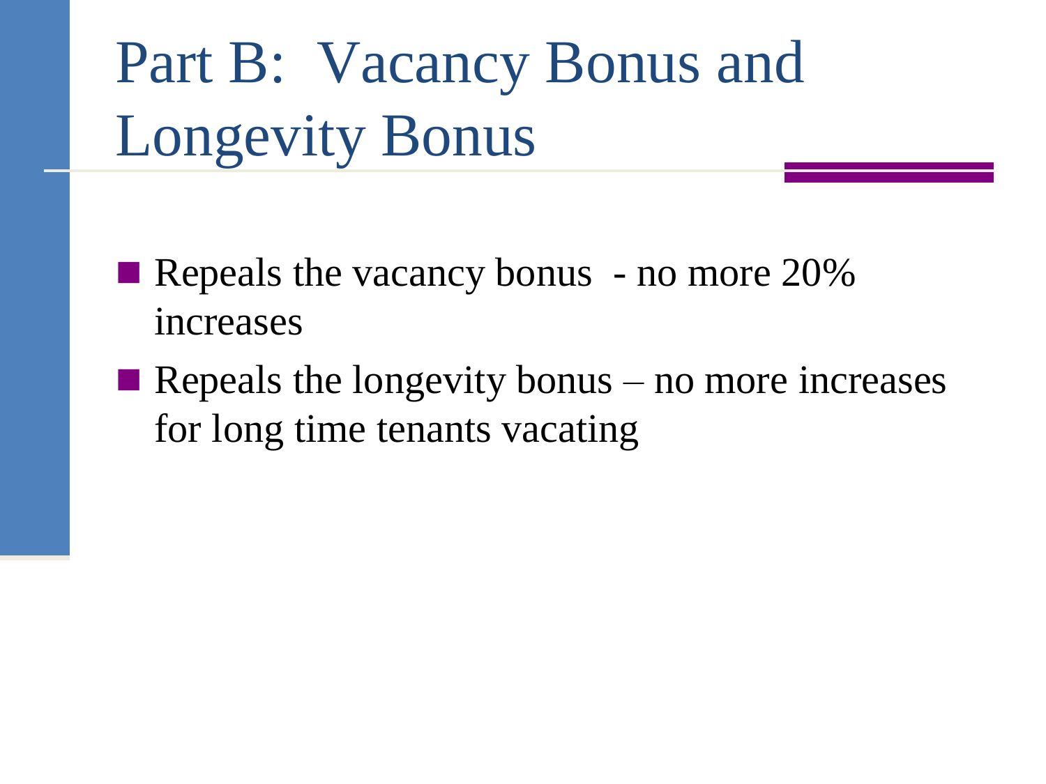# Part B: Vacancy Bonus and Longevity Bonus

- Repeals the vacancy bonus - no more 20% increases
- Repeals the longevity bonus – no more increases for long time tenants vacating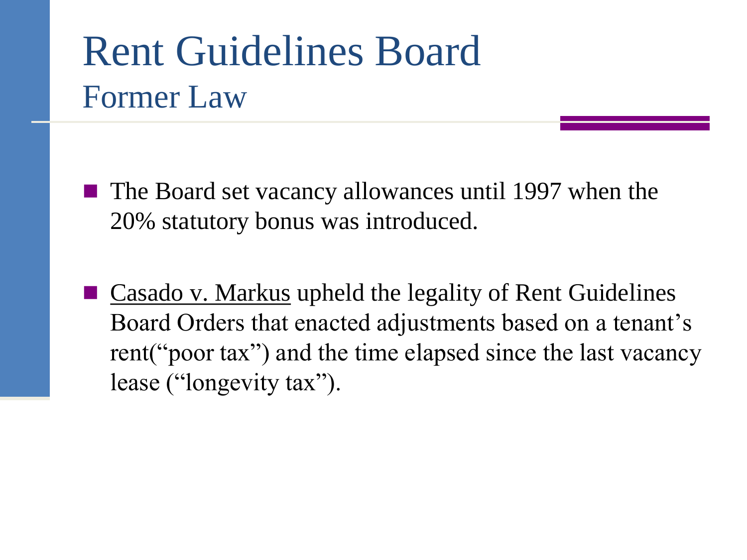# Rent Guidelines Board

## Former Law

- The Board set vacancy allowances until 1997 when the 20% statutory bonus was introduced.

- Casado v. Markus upheld the legality of Rent Guidelines Board Orders that enacted adjustments based on a tenant's rent("poor tax") and the time elapsed since the last vacancy lease ("longevity tax").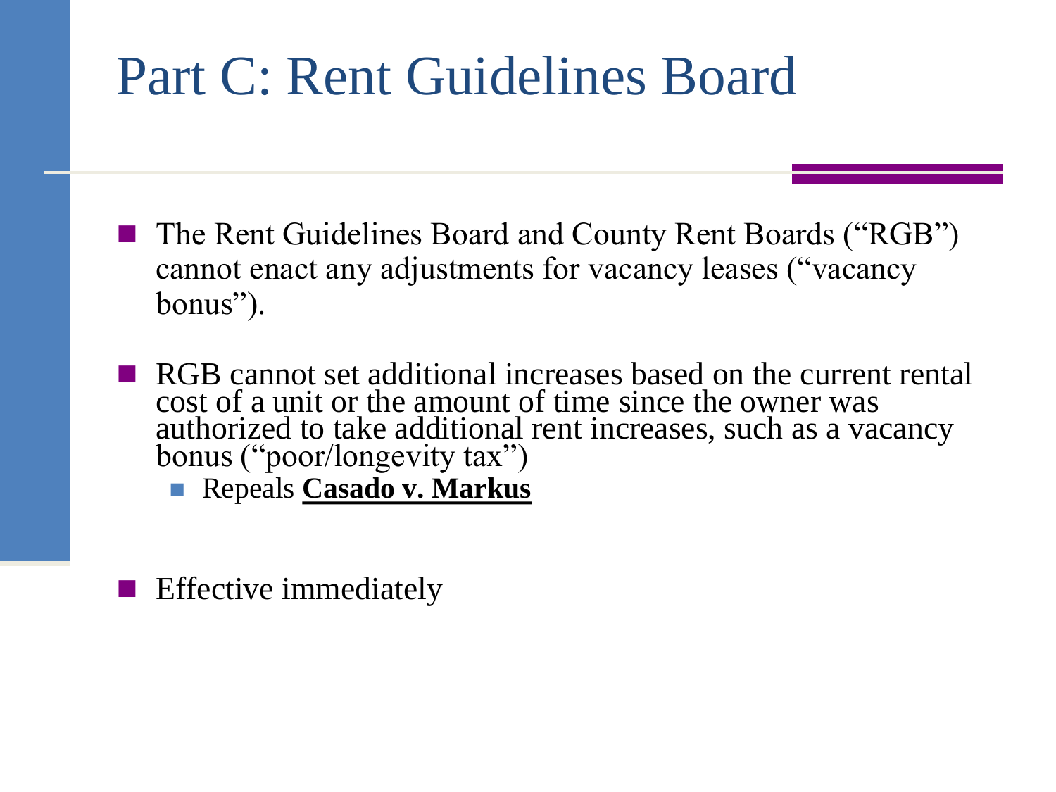# Part C: Rent Guidelines Board

- The Rent Guidelines Board and County Rent Boards ("RGB") cannot enact any adjustments for vacancy leases ("vacancy bonus").
- RGB cannot set additional increases based on the current rental cost of a unit or the amount of time since the owner was authorized to take additional rent increases, such as a vacancy bonus ("poor/longevity tax")
  - Repeals **Casado v. Markus**
- Effective immediately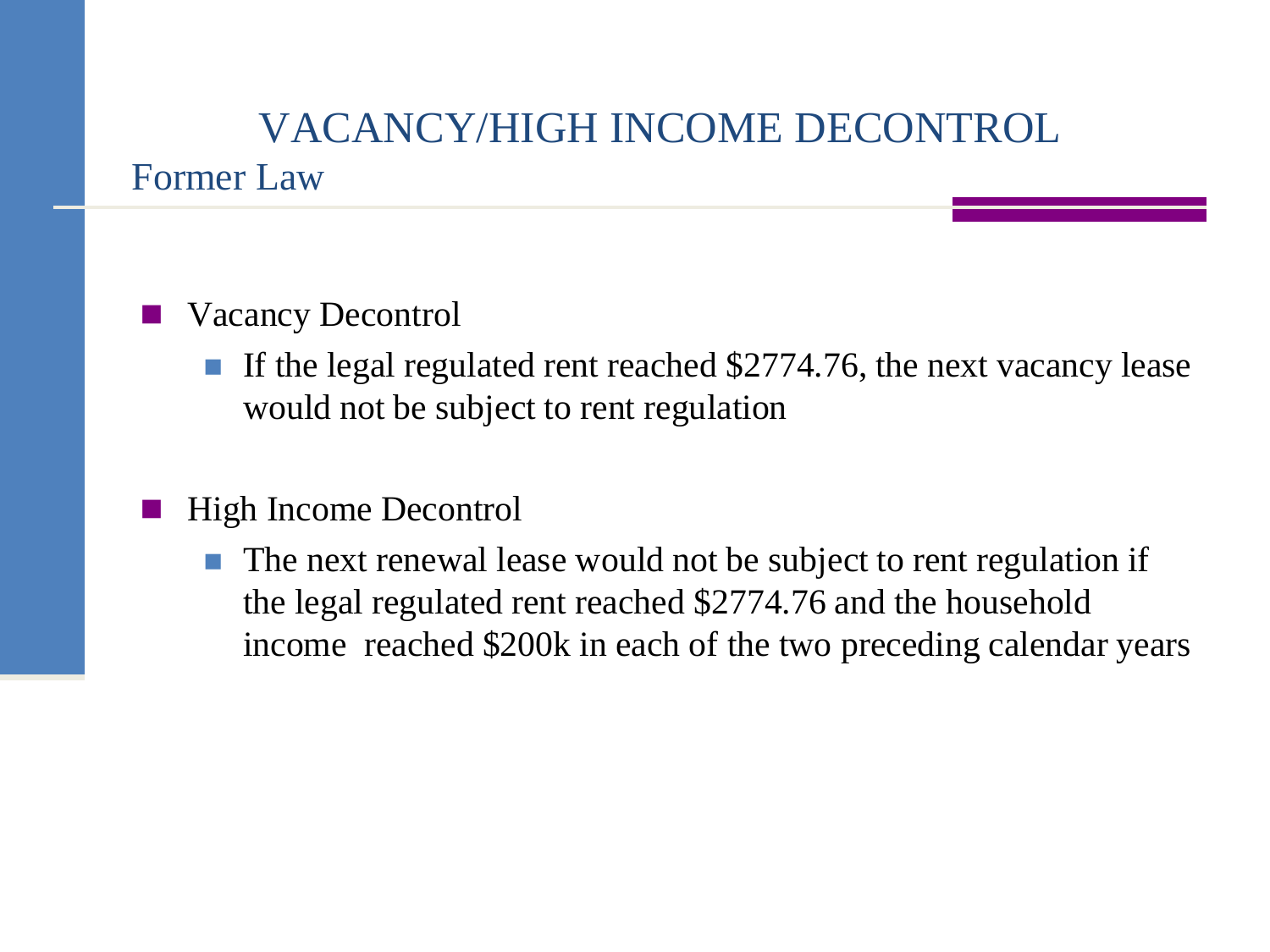# VACANCY/HIGH INCOME DECONTROL

## Former Law

- Vacancy Decontrol
  - If the legal regulated rent reached $2774.76, the next vacancy lease would not be subject to rent regulation

- High Income Decontrol
  - The next renewal lease would not be subject to rent regulation if the legal regulated rent reached $2774.76 and the household income reached $200k in each of the two preceding calendar years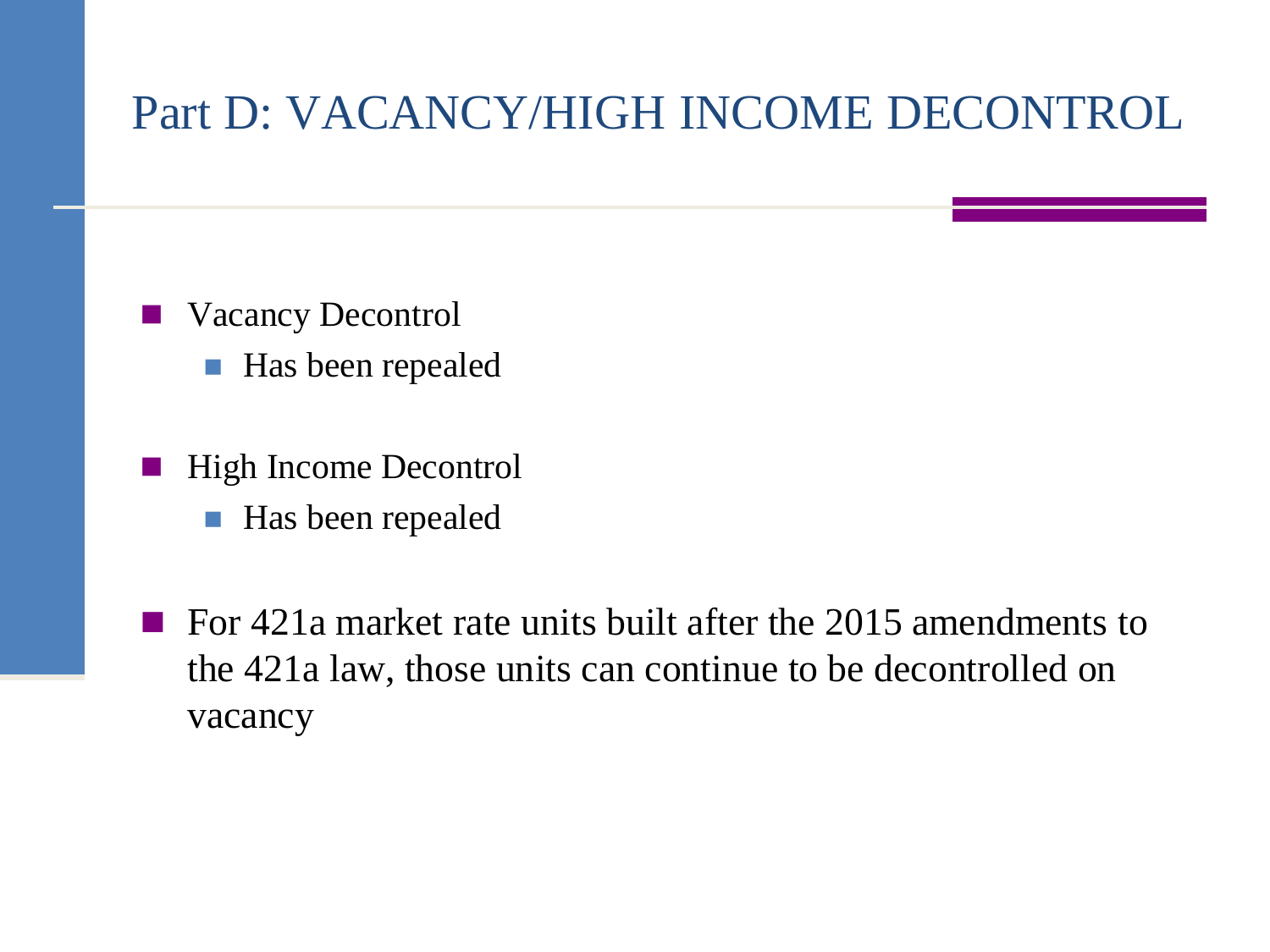# Part D: VACANCY/HIGH INCOME DECONTROL

- Vacancy Decontrol
  - Has been repealed
- High Income Decontrol
  - Has been repealed
- For 421a market rate units built after the 2015 amendments to the 421a law, those units can continue to be decontrolled on vacancy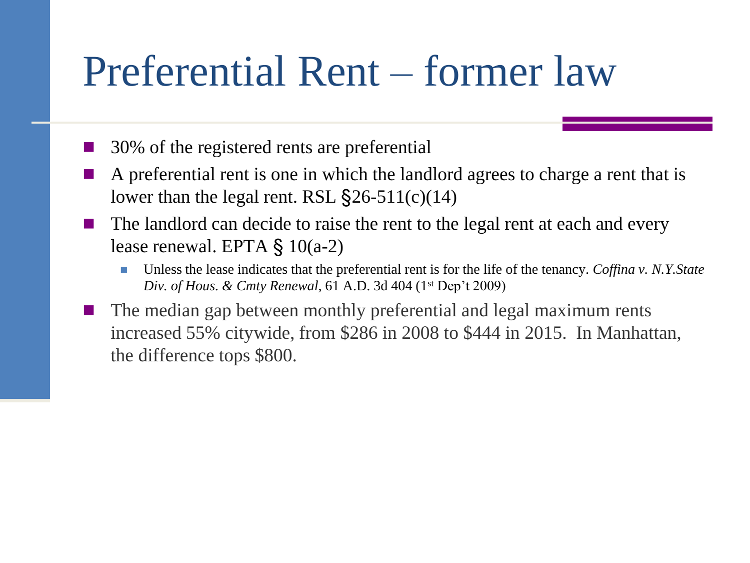# Preferential Rent – former law

- 30% of the registered rents are preferential
- A preferential rent is one in which the landlord agrees to charge a rent that is lower than the legal rent. RSL §26-511(c)(14)
- The landlord can decide to raise the rent to the legal rent at each and every lease renewal. EPTA § 10(a-2)
  - Unless the lease indicates that the preferential rent is for the life of the tenancy. *Coffina v. N.Y.State Div. of Hous. & Cmty Renewal*, 61 A.D. 3d 404 (1st Dep't 2009)
- The median gap between monthly preferential and legal maximum rents increased 55% citywide, from $286 in 2008 to $444 in 2015. In Manhattan, the difference tops $800.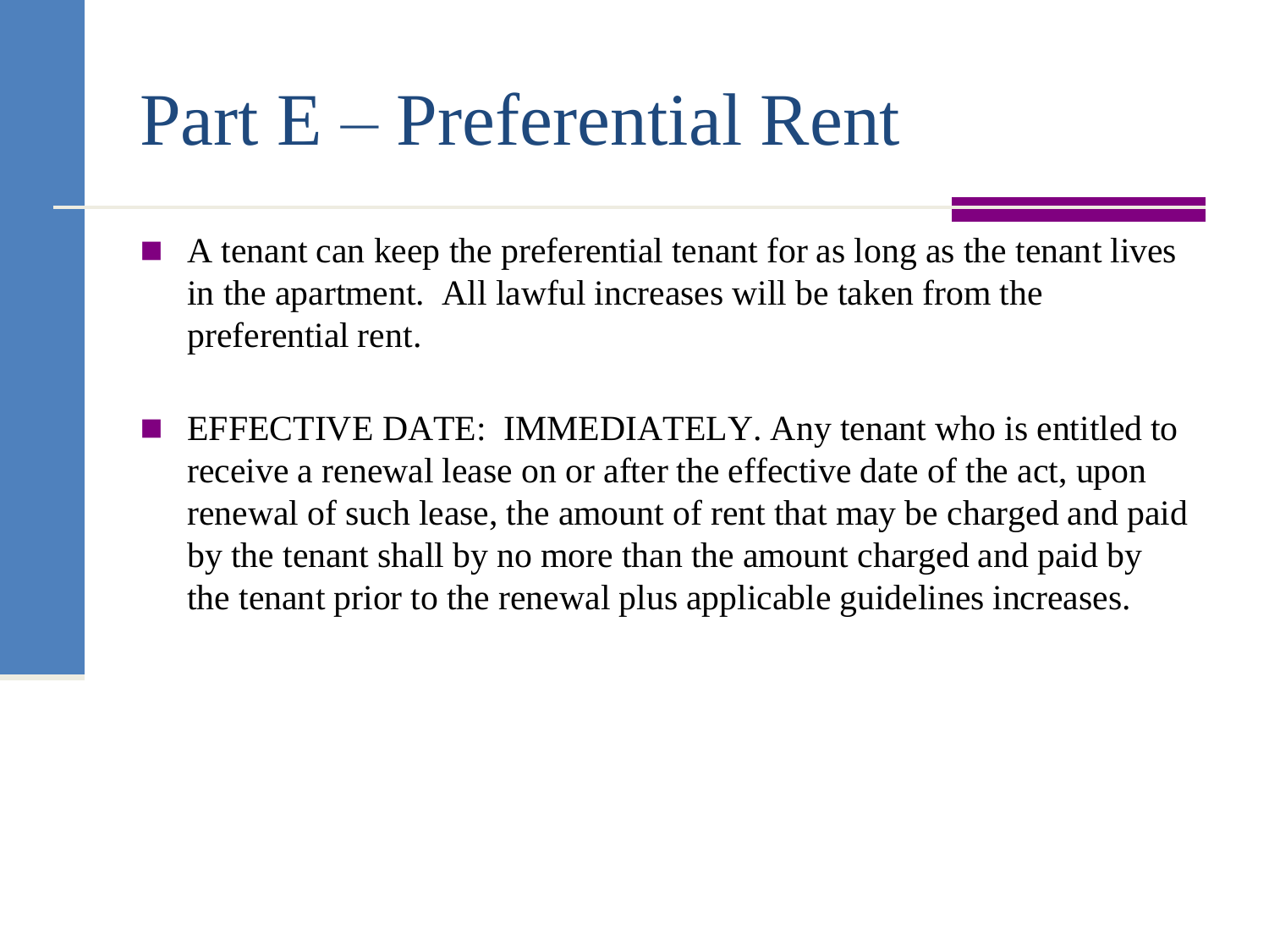# Part E – Preferential Rent

- A tenant can keep the preferential tenant for as long as the tenant lives in the apartment. All lawful increases will be taken from the preferential rent.

- EFFECTIVE DATE: IMMEDIATELY. Any tenant who is entitled to receive a renewal lease on or after the effective date of the act, upon renewal of such lease, the amount of rent that may be charged and paid by the tenant shall by no more than the amount charged and paid by the tenant prior to the renewal plus applicable guidelines increases.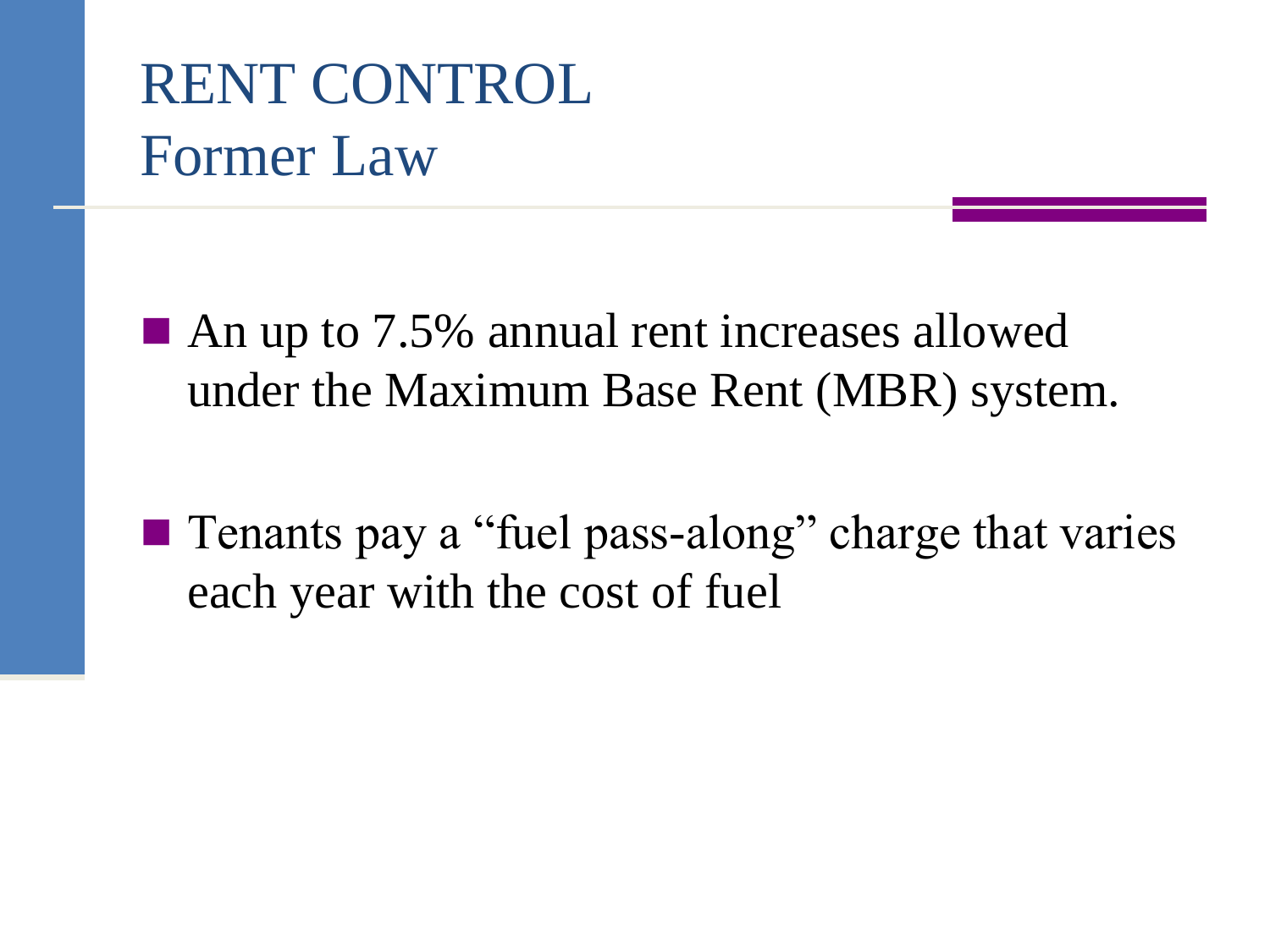# RENT CONTROL
## Former Law

- An up to 7.5% annual rent increases allowed under the Maximum Base Rent (MBR) system.

- Tenants pay a "fuel pass-along" charge that varies each year with the cost of fuel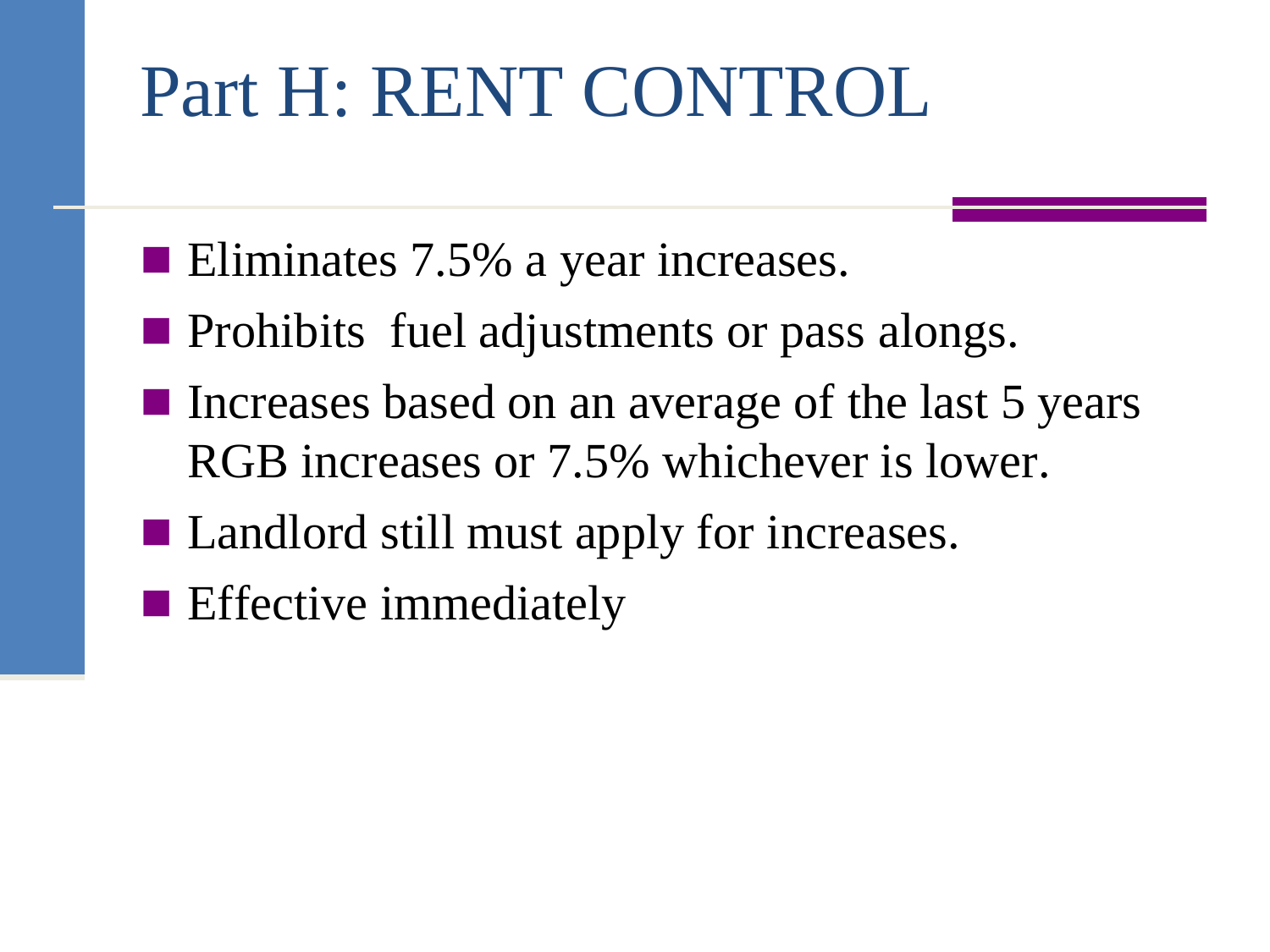# Part H: RENT CONTROL

- Eliminates 7.5% a year increases.
- Prohibits  fuel adjustments or pass alongs.
- Increases based on an average of the last 5 years RGB increases or 7.5% whichever is lower.
- Landlord still must apply for increases.
- Effective immediately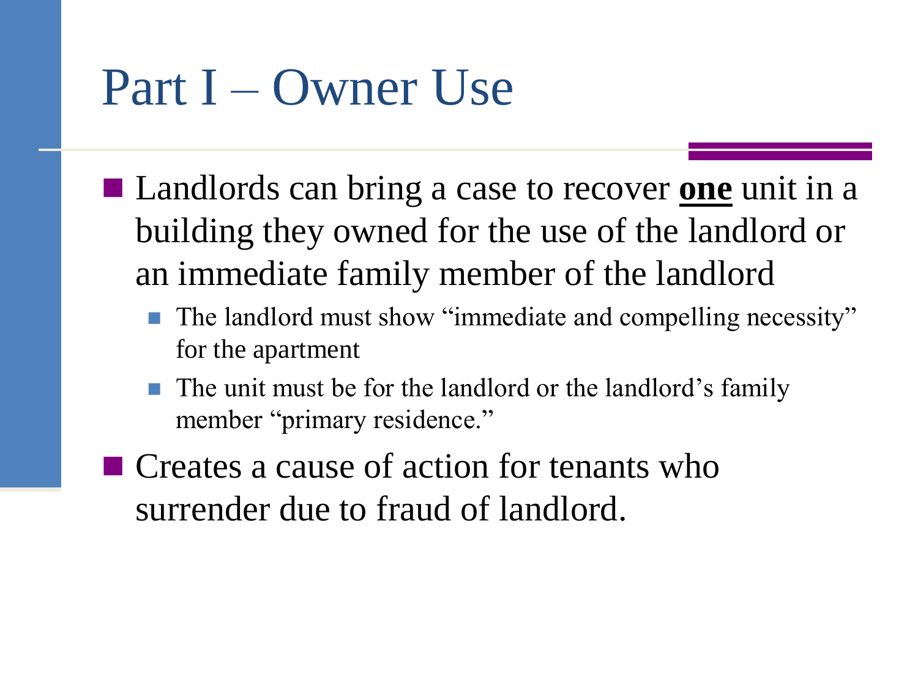# Part I – Owner Use

- Landlords can bring a case to recover **<u>one</u>** unit in a building they owned for the use of the landlord or an immediate family member of the landlord
  - The landlord must show "immediate and compelling necessity" for the apartment
  - The unit must be for the landlord or the landlord's family member "primary residence."
- Creates a cause of action for tenants who surrender due to fraud of landlord.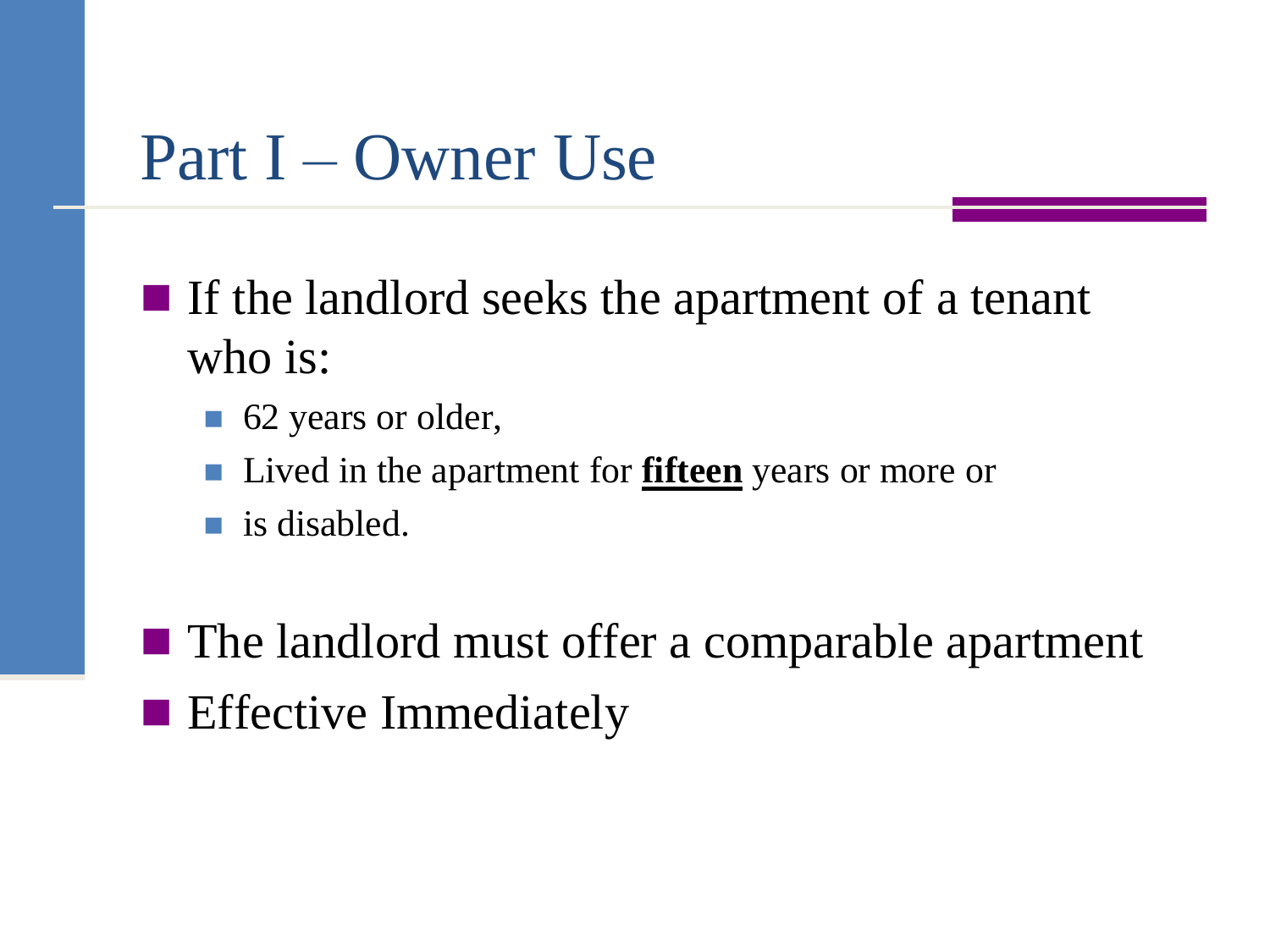# Part I – Owner Use

- If the landlord seeks the apartment of a tenant who is:
  - 62 years or older,
  - Lived in the apartment for **fifteen** years or more or
  - is disabled.

- The landlord must offer a comparable apartment
- Effective Immediately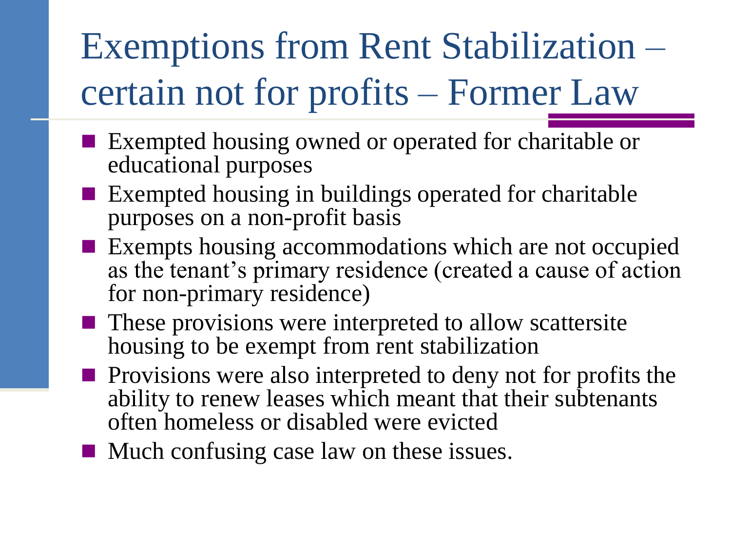# Exemptions from Rent Stabilization – certain not for profits – Former Law

- Exempted housing owned or operated for charitable or educational purposes
- Exempted housing in buildings operated for charitable purposes on a non-profit basis
- Exempts housing accommodations which are not occupied as the tenant's primary residence (created a cause of action for non-primary residence)
- These provisions were interpreted to allow scattersite housing to be exempt from rent stabilization
- Provisions were also interpreted to deny not for profits the ability to renew leases which meant that their subtenants often homeless or disabled were evicted
- Much confusing case law on these issues.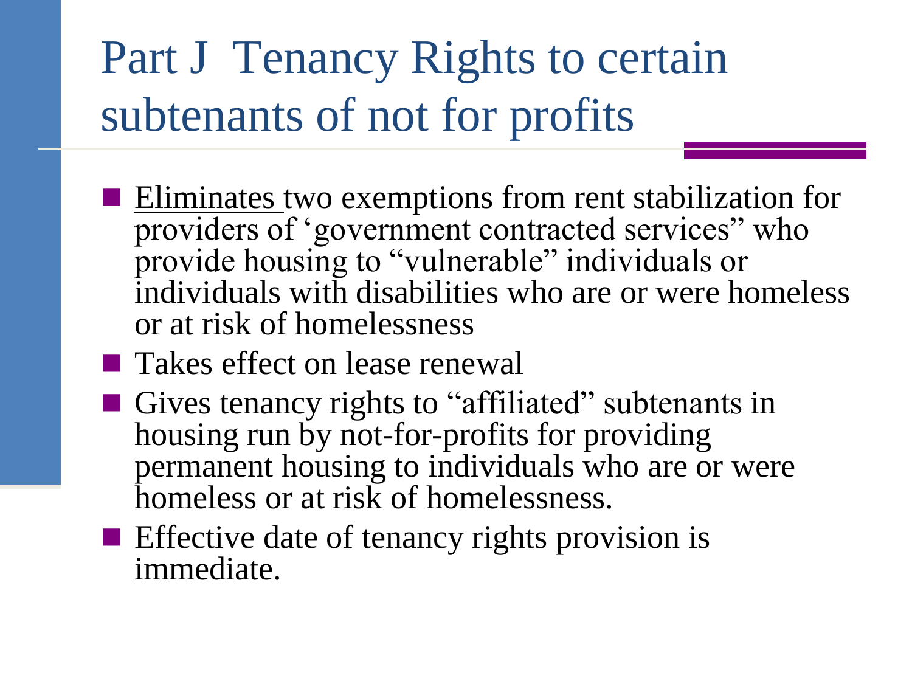# Part J Tenancy Rights to certain subtenants of not for profits

- <u>Eliminates</u> two exemptions from rent stabilization for providers of 'government contracted services" who provide housing to "vulnerable" individuals or individuals with disabilities who are or were homeless or at risk of homelessness
- Takes effect on lease renewal
- Gives tenancy rights to "affiliated" subtenants in housing run by not-for-profits for providing permanent housing to individuals who are or were homeless or at risk of homelessness.
- Effective date of tenancy rights provision is immediate.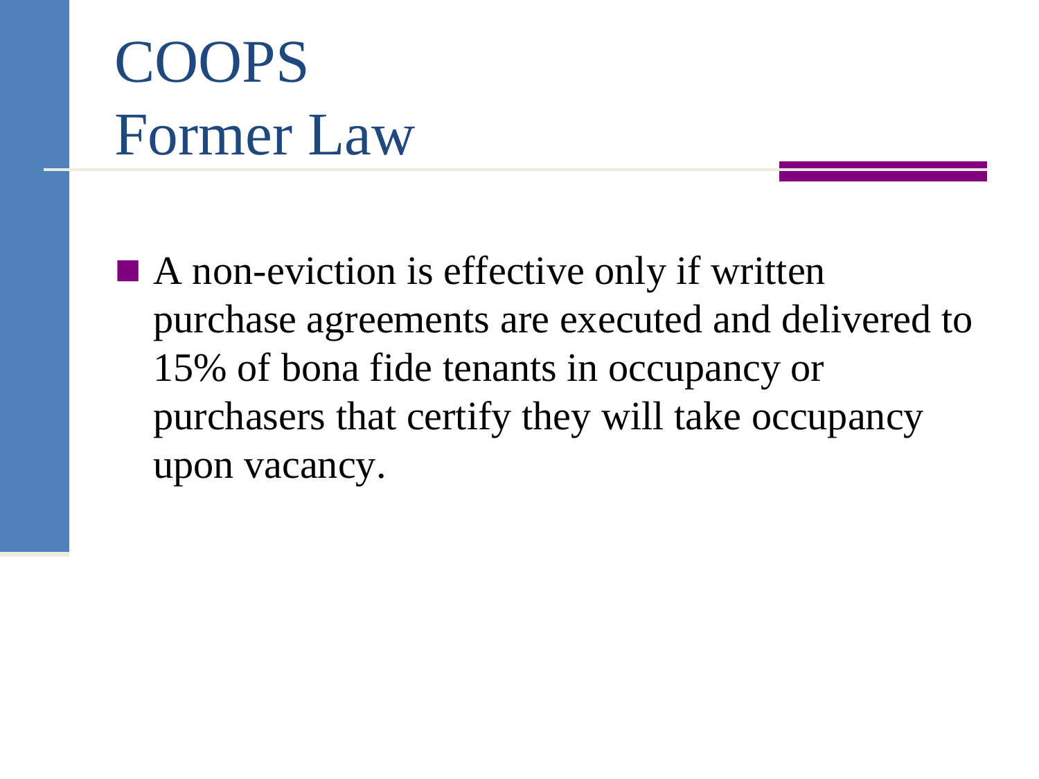# COOPS
# Former Law

- A non-eviction is effective only if written purchase agreements are executed and delivered to 15% of bona fide tenants in occupancy or purchasers that certify they will take occupancy upon vacancy.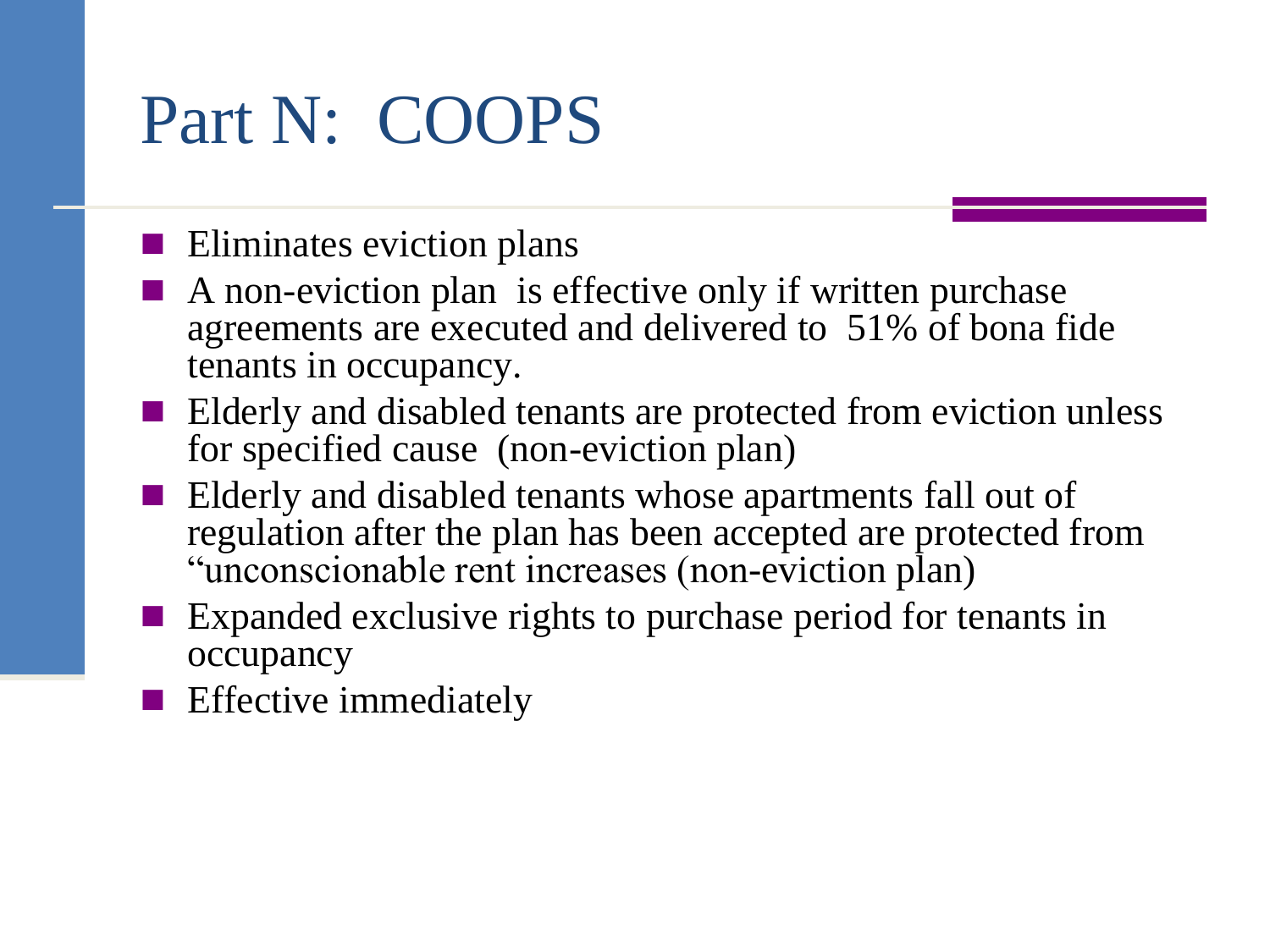# Part N: COOPS

- Eliminates eviction plans
- A non-eviction plan is effective only if written purchase agreements are executed and delivered to 51% of bona fide tenants in occupancy.
- Elderly and disabled tenants are protected from eviction unless for specified cause (non-eviction plan)
- Elderly and disabled tenants whose apartments fall out of regulation after the plan has been accepted are protected from "unconscionable rent increases (non-eviction plan)
- Expanded exclusive rights to purchase period for tenants in occupancy
- Effective immediately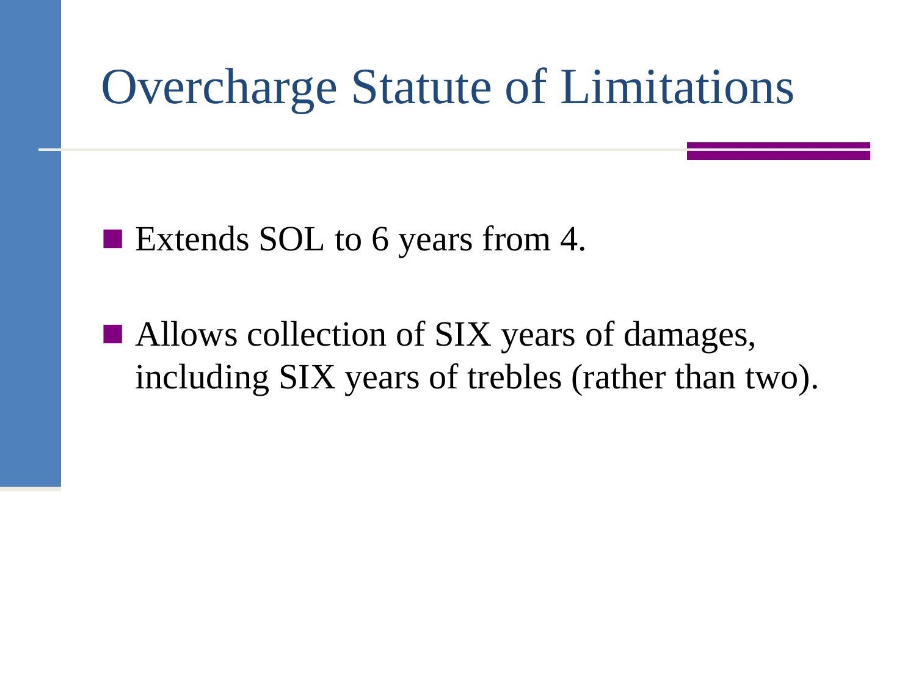# Overcharge Statute of Limitations

- Extends SOL to 6 years from 4.
- Allows collection of SIX years of damages, including SIX years of trebles (rather than two).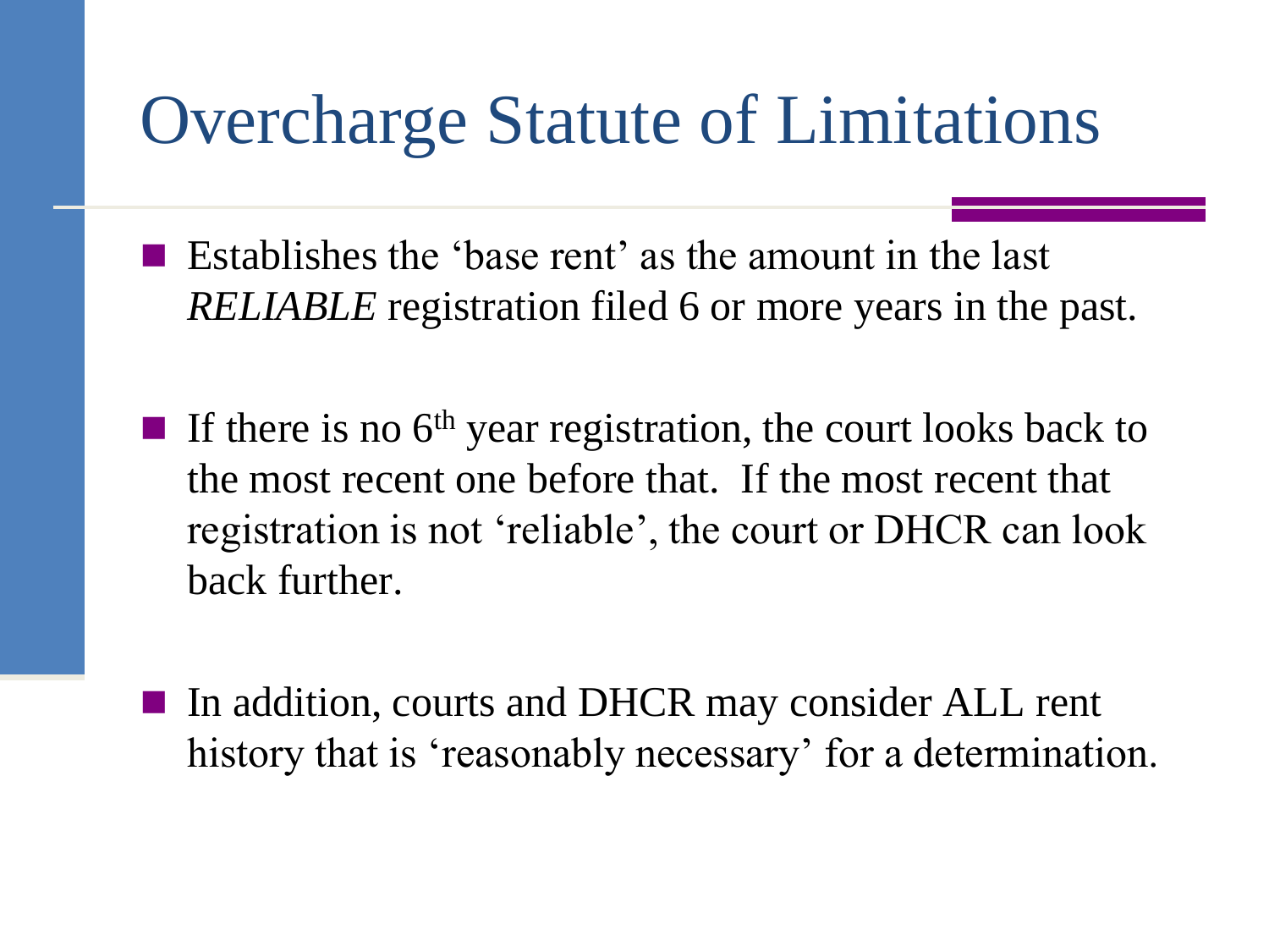# Overcharge Statute of Limitations

- Establishes the 'base rent' as the amount in the last *RELIABLE* registration filed 6 or more years in the past.

- If there is no 6th year registration, the court looks back to the most recent one before that. If the most recent that registration is not 'reliable', the court or DHCR can look back further.

- In addition, courts and DHCR may consider ALL rent history that is 'reasonably necessary' for a determination.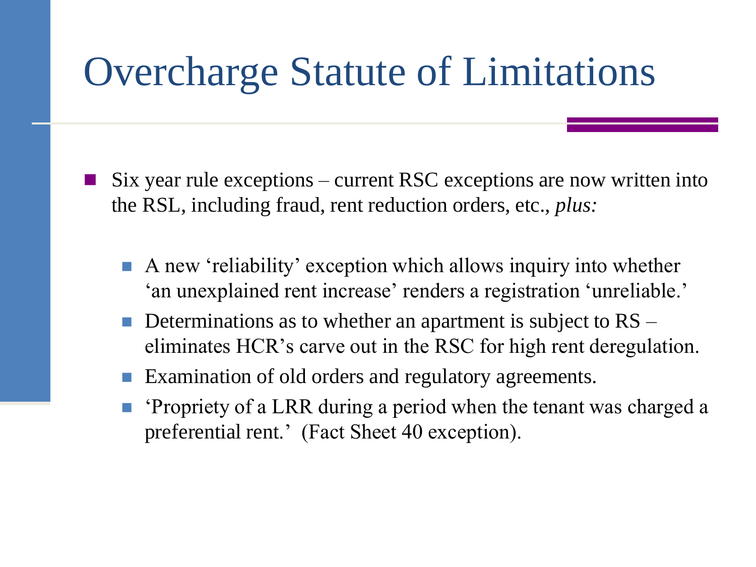# Overcharge Statute of Limitations

- Six year rule exceptions – current RSC exceptions are now written into the RSL, including fraud, rent reduction orders, etc., *plus:*
  - A new 'reliability' exception which allows inquiry into whether 'an unexplained rent increase' renders a registration 'unreliable.'
  - Determinations as to whether an apartment is subject to RS – eliminates HCR's carve out in the RSC for high rent deregulation.
  - Examination of old orders and regulatory agreements.
  - 'Propriety of a LRR during a period when the tenant was charged a preferential rent.' (Fact Sheet 40 exception).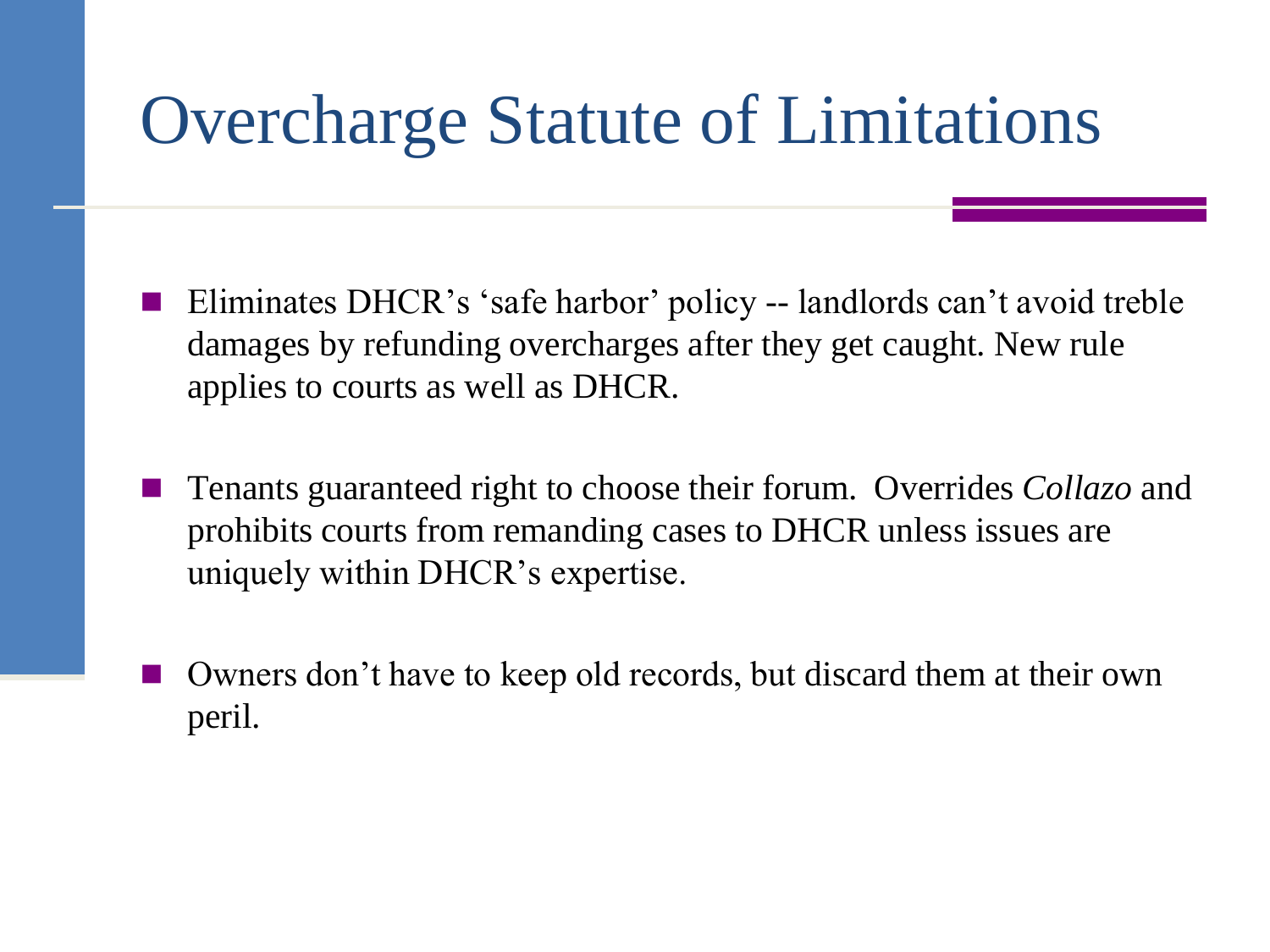# Overcharge Statute of Limitations

- Eliminates DHCR's 'safe harbor' policy -- landlords can't avoid treble damages by refunding overcharges after they get caught. New rule applies to courts as well as DHCR.

- Tenants guaranteed right to choose their forum. Overrides *Collazo* and prohibits courts from remanding cases to DHCR unless issues are uniquely within DHCR's expertise.

- Owners don't have to keep old records, but discard them at their own peril.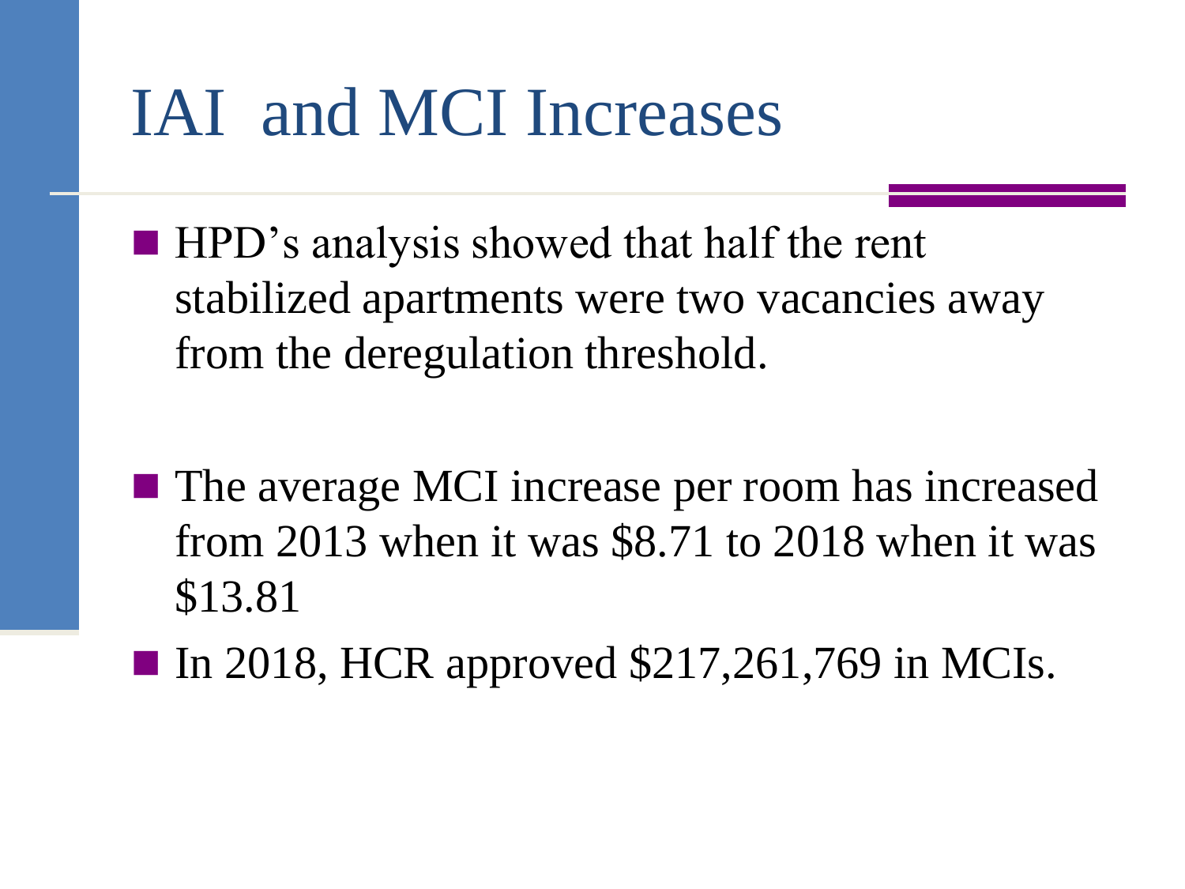# IAI and MCI Increases

- HPD's analysis showed that half the rent stabilized apartments were two vacancies away from the deregulation threshold.
- The average MCI increase per room has increased from 2013 when it was $8.71 to 2018 when it was $13.81
- In 2018, HCR approved $217,261,769 in MCIs.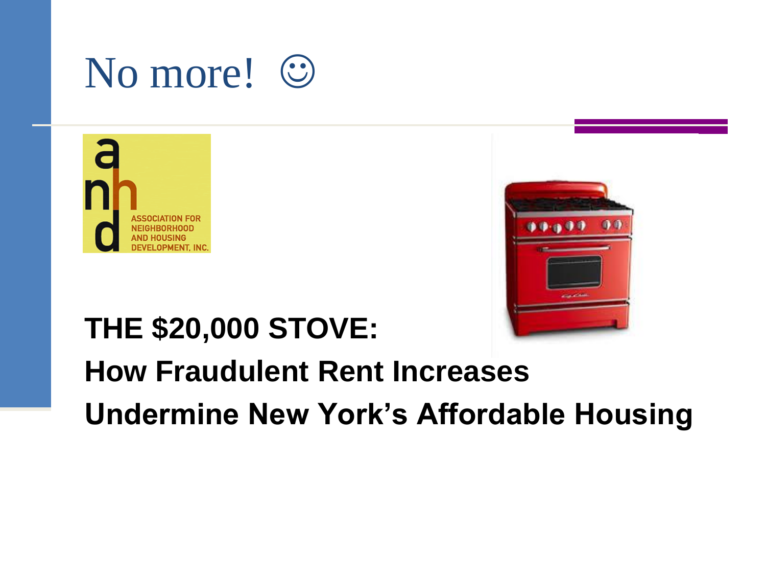# No more! ☺

ASSOCIATION FOR NEIGHBORHOOD AND HOUSING DEVELOPMENT, INC.

**THE $20,000 STOVE:**

**How Fraudulent Rent Increases Undermine New York's Affordable Housing**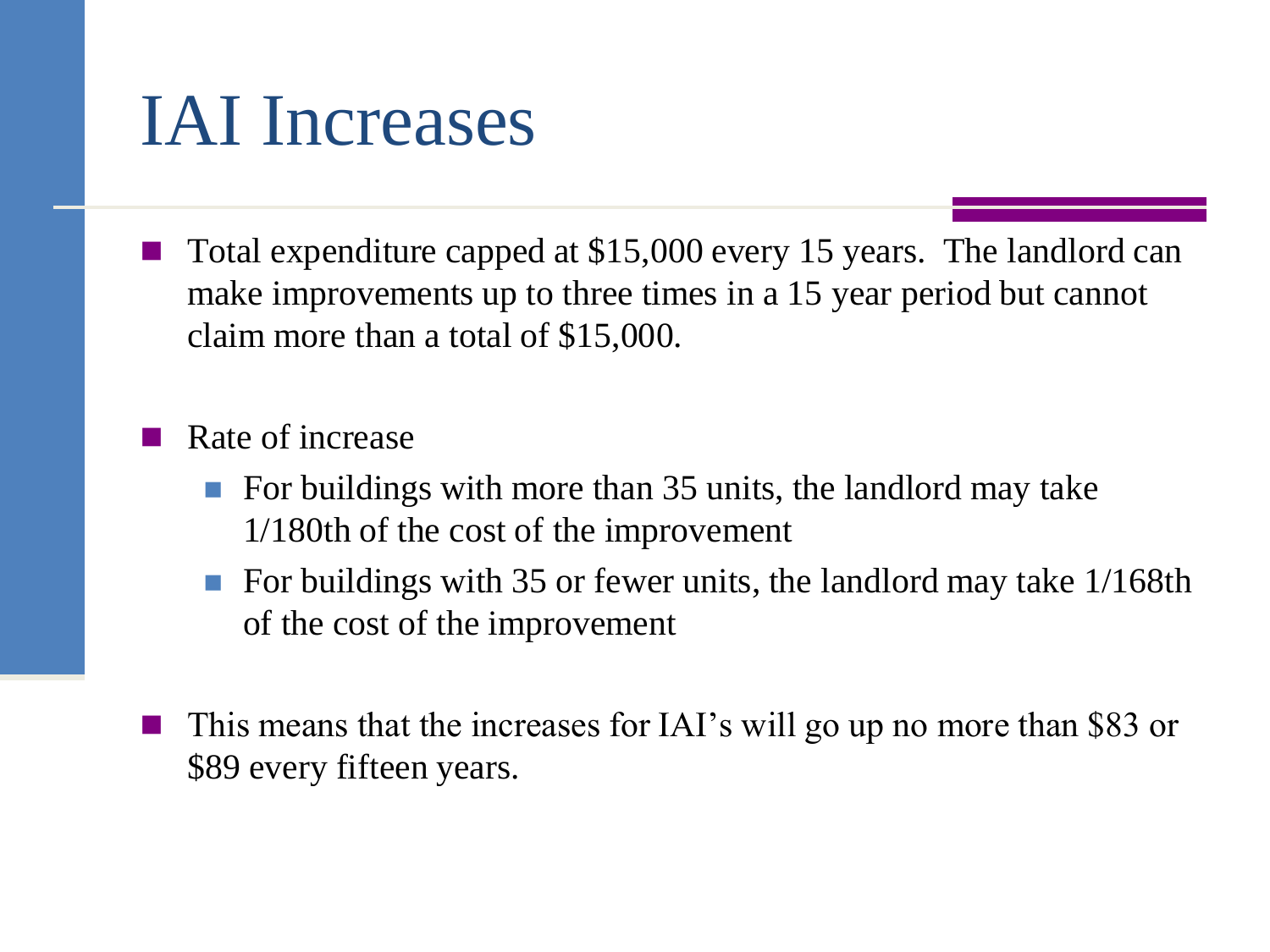# IAI Increases

- Total expenditure capped at $15,000 every 15 years. The landlord can make improvements up to three times in a 15 year period but cannot claim more than a total of $15,000.

- Rate of increase
  - For buildings with more than 35 units, the landlord may take 1/180th of the cost of the improvement
  - For buildings with 35 or fewer units, the landlord may take 1/168th of the cost of the improvement

- This means that the increases for IAI's will go up no more than $83 or $89 every fifteen years.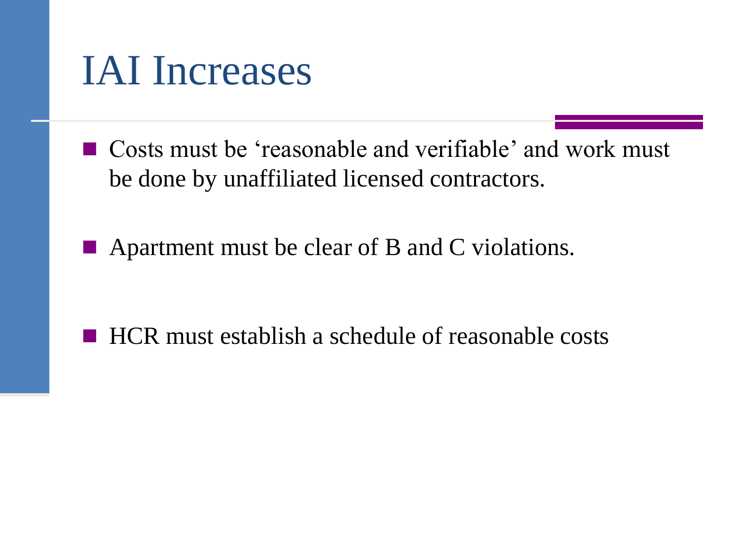# IAI Increases

- Costs must be ‘reasonable and verifiable’ and work must be done by unaffiliated licensed contractors.
- Apartment must be clear of B and C violations.
- HCR must establish a schedule of reasonable costs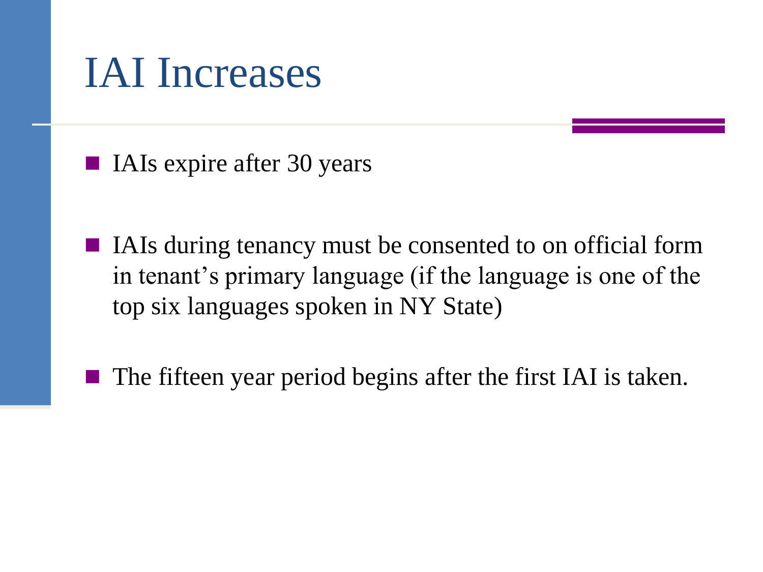# IAI Increases

- IAIs expire after 30 years
- IAIs during tenancy must be consented to on official form in tenant's primary language (if the language is one of the top six languages spoken in NY State)
- The fifteen year period begins after the first IAI is taken.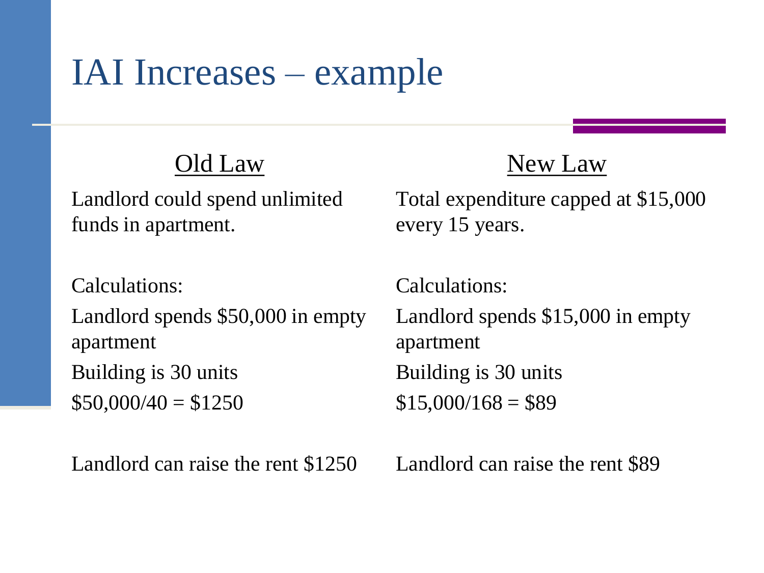# IAI Increases – example

## Old Law

Landlord could spend unlimited funds in apartment.

Calculations:

Landlord spends $50,000 in empty apartment

Building is 30 units

$50,000/40 = $1250

Landlord can raise the rent $1250

## New Law

Total expenditure capped at $15,000 every 15 years.

Calculations:

Landlord spends $15,000 in empty apartment

Building is 30 units

$15,000/168 = $89

Landlord can raise the rent $89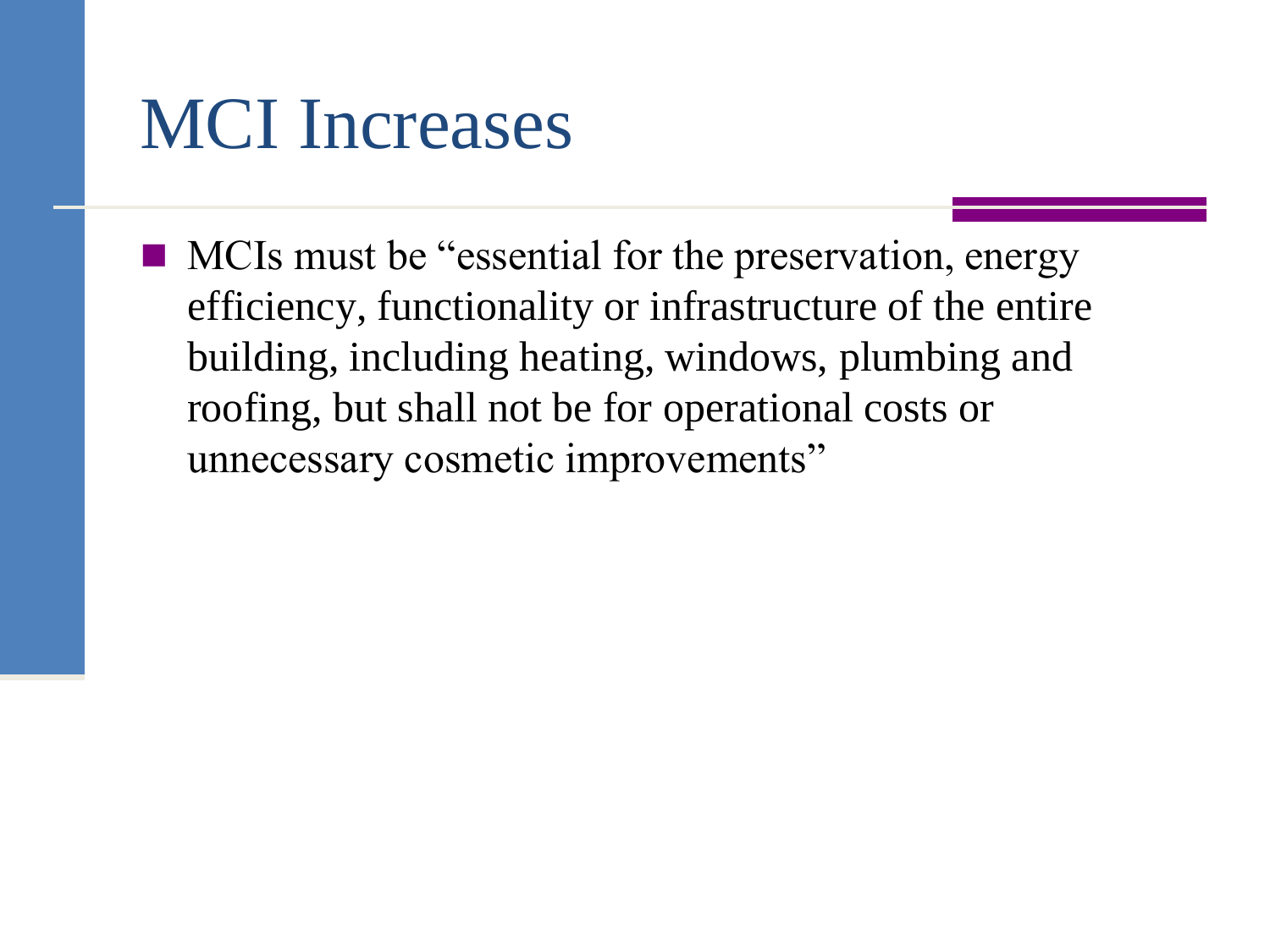# MCI Increases

- MCIs must be "essential for the preservation, energy efficiency, functionality or infrastructure of the entire building, including heating, windows, plumbing and roofing, but shall not be for operational costs or unnecessary cosmetic improvements"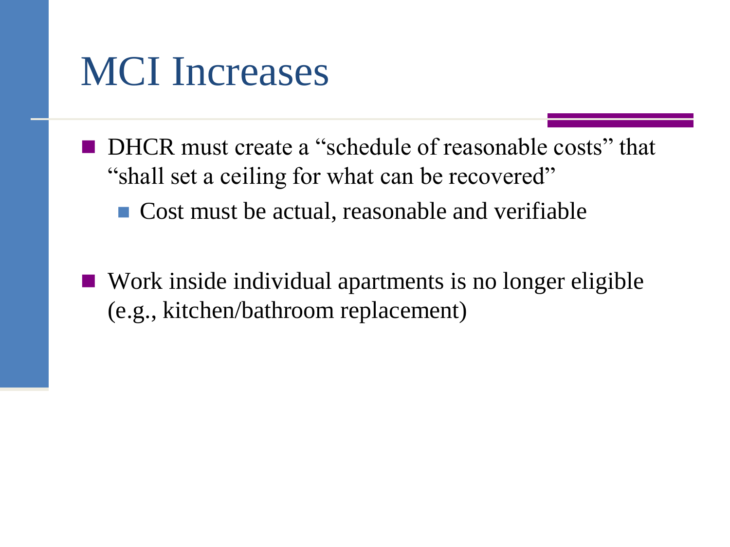# MCI Increases

- DHCR must create a “schedule of reasonable costs” that “shall set a ceiling for what can be recovered”
  - Cost must be actual, reasonable and verifiable

- Work inside individual apartments is no longer eligible (e.g., kitchen/bathroom replacement)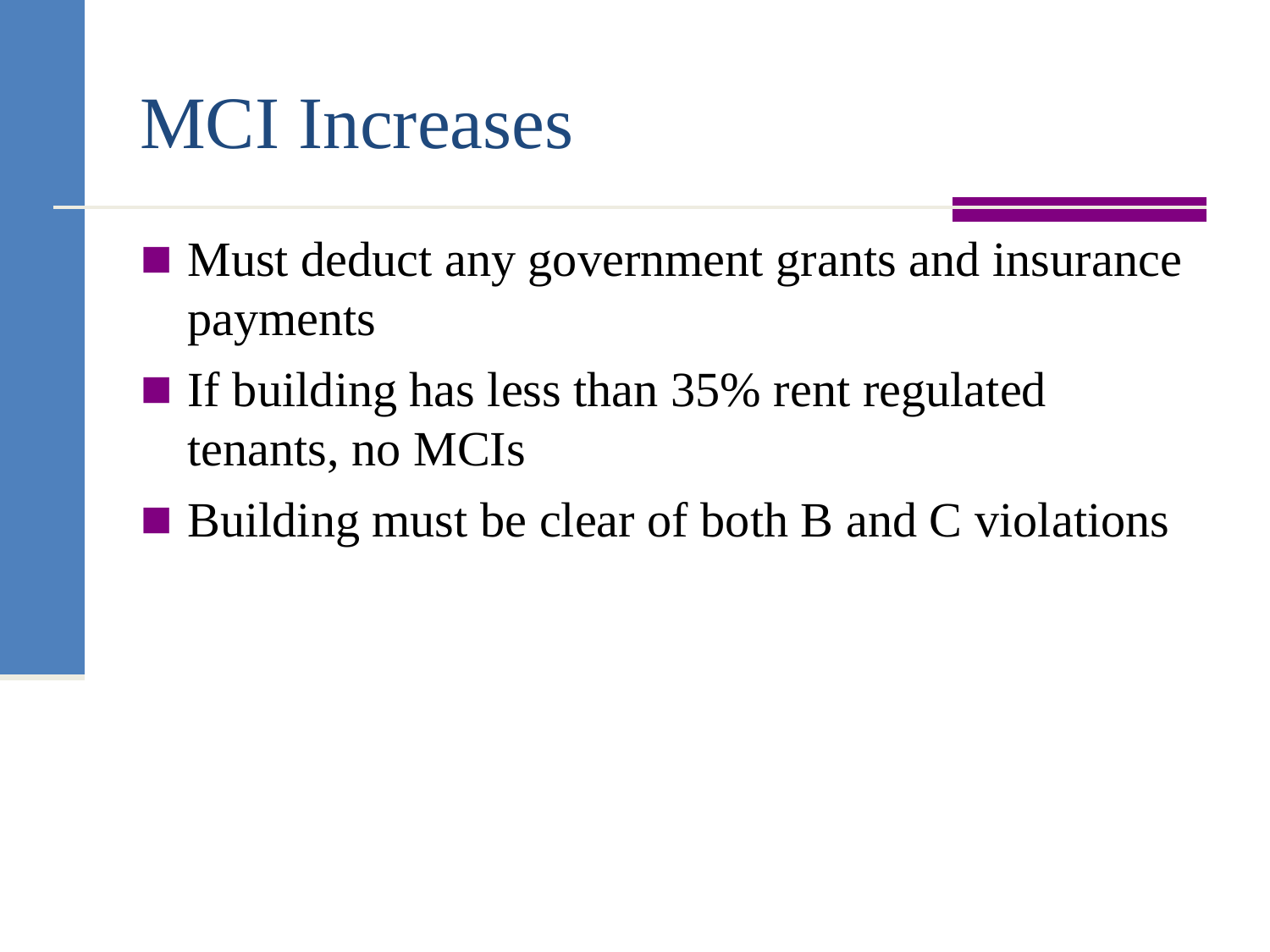# MCI Increases

- Must deduct any government grants and insurance payments
- If building has less than 35% rent regulated tenants, no MCIs
- Building must be clear of both B and C violations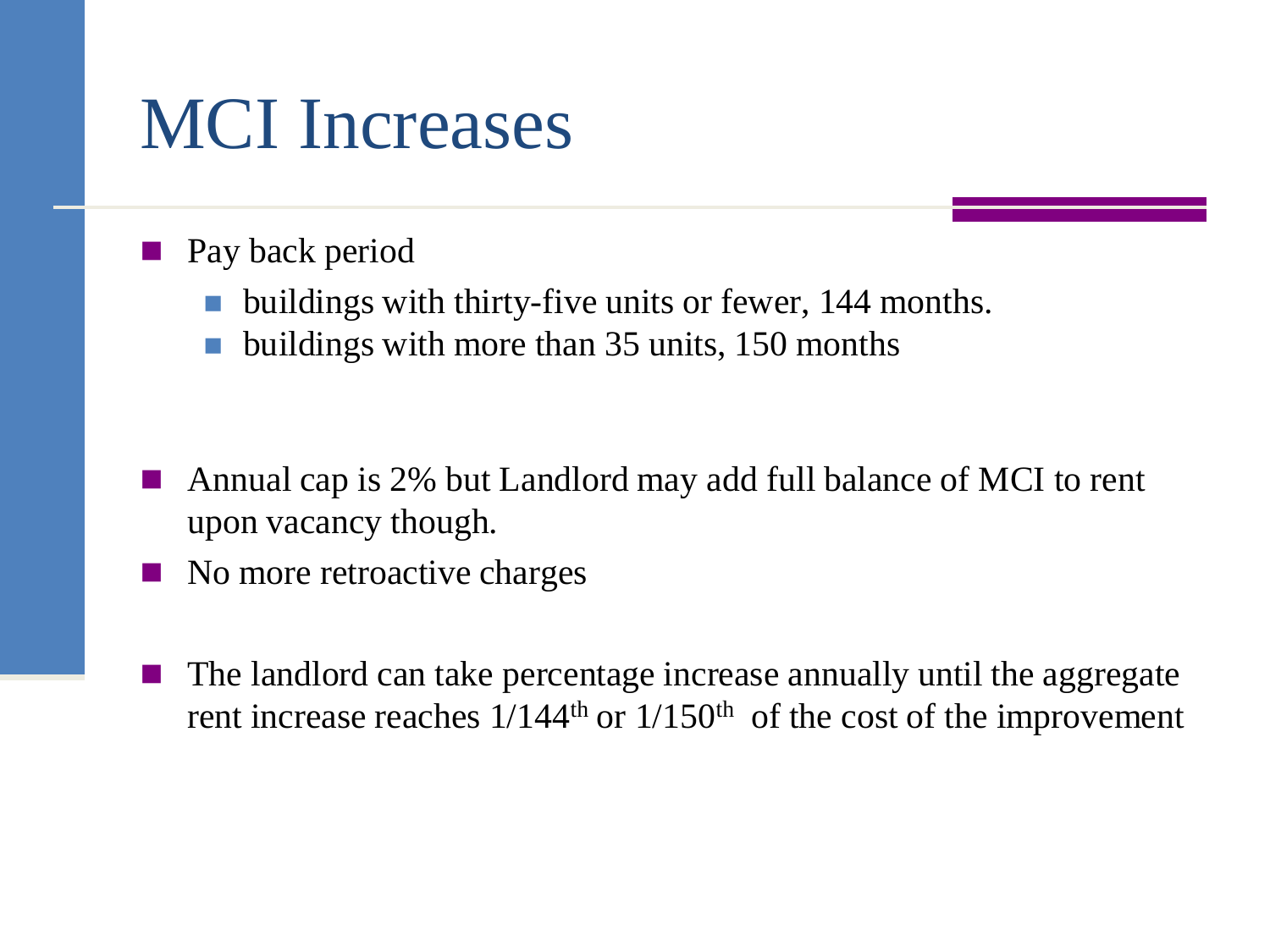# MCI Increases

- Pay back period
  - buildings with thirty-five units or fewer, 144 months.
  - buildings with more than 35 units, 150 months

- Annual cap is 2% but Landlord may add full balance of MCI to rent upon vacancy though.
- No more retroactive charges

- The landlord can take percentage increase annually until the aggregate rent increase reaches 1/144th or 1/150th of the cost of the improvement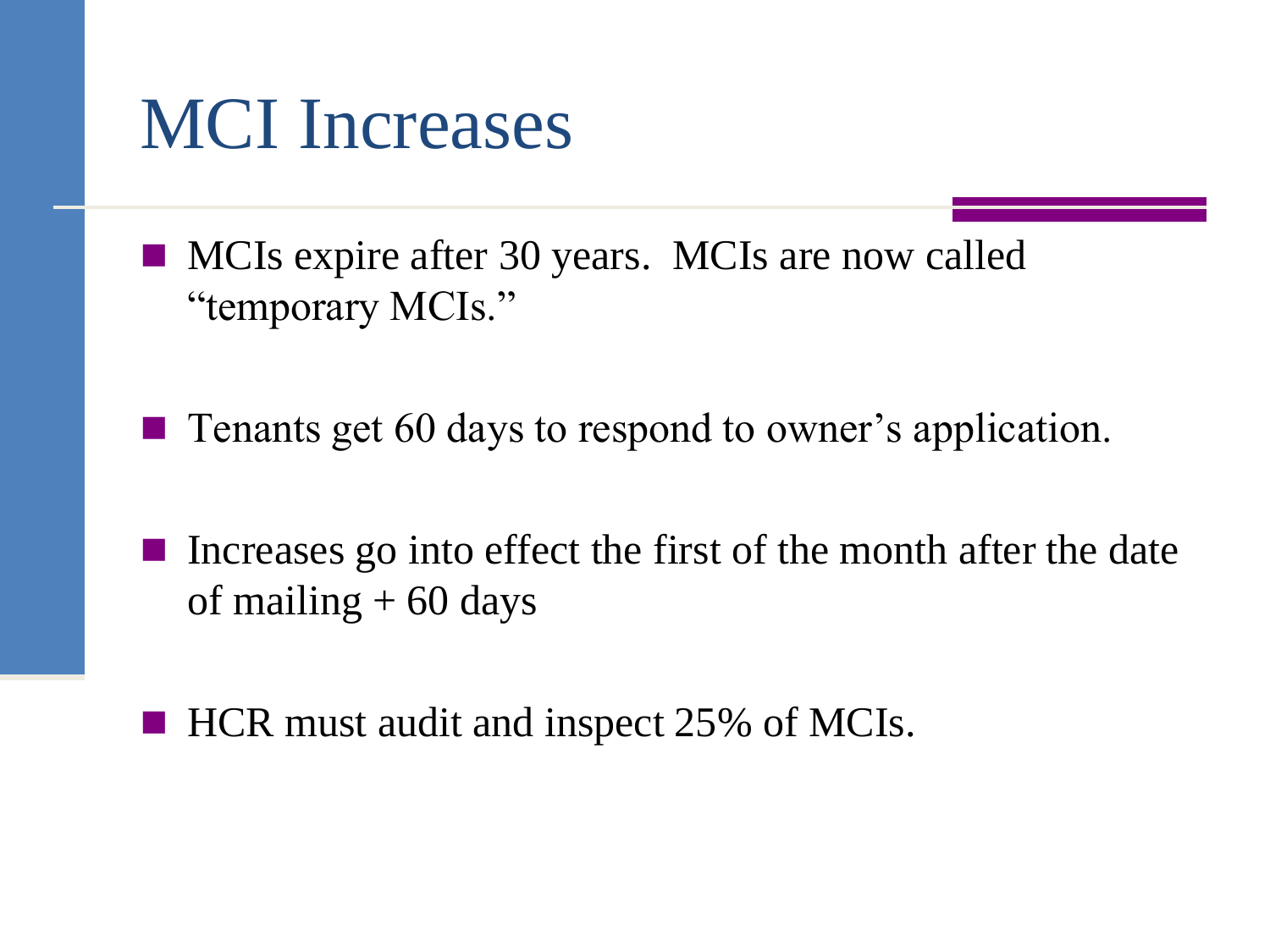# MCI Increases

- MCIs expire after 30 years.  MCIs are now called "temporary MCIs."
- Tenants get 60 days to respond to owner's application.
- Increases go into effect the first of the month after the date of mailing + 60 days
- HCR must audit and inspect 25% of MCIs.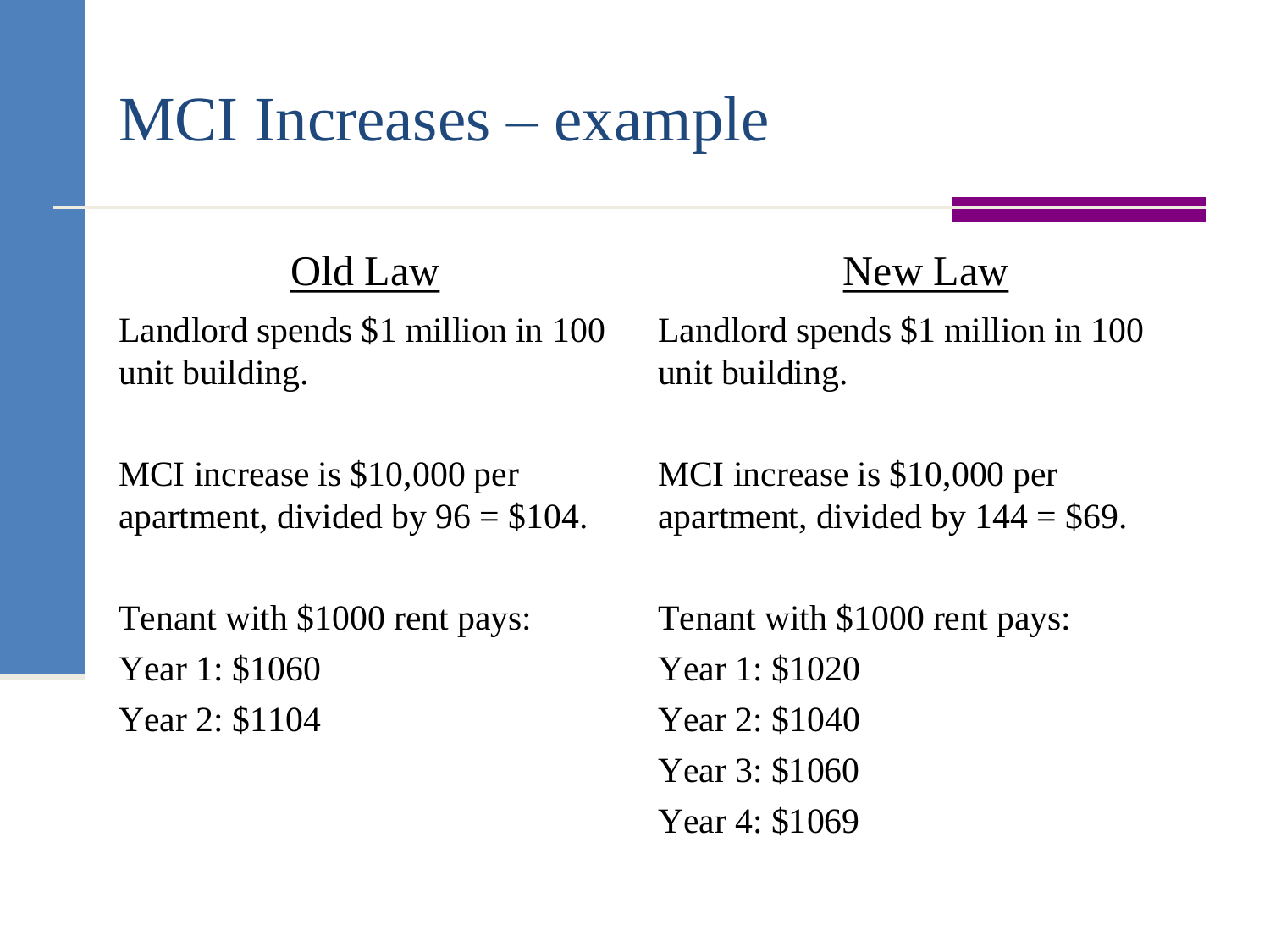# MCI Increases – example

## Old Law

Landlord spends $1 million in 100 unit building.

MCI increase is $10,000 per apartment, divided by 96 = $104.

Tenant with $1000 rent pays:
Year 1: $1060
Year 2: $1104

## New Law

Landlord spends $1 million in 100 unit building.

MCI increase is $10,000 per apartment, divided by 144 = $69.

Tenant with $1000 rent pays:
Year 1: $1020
Year 2: $1040
Year 3: $1060
Year 4: $1069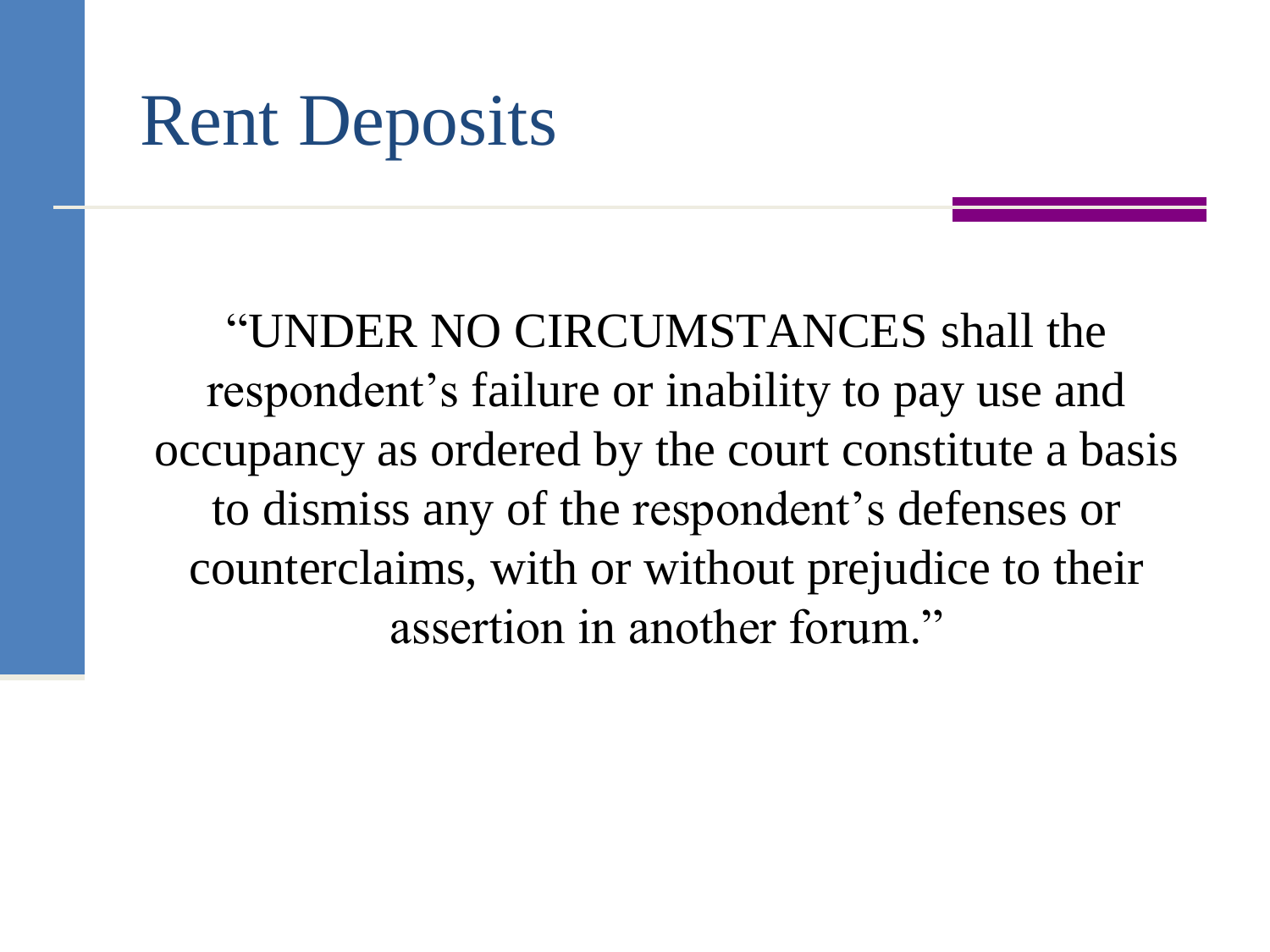# Rent Deposits

"UNDER NO CIRCUMSTANCES shall the respondent's failure or inability to pay use and occupancy as ordered by the court constitute a basis to dismiss any of the respondent's defenses or counterclaims, with or without prejudice to their assertion in another forum."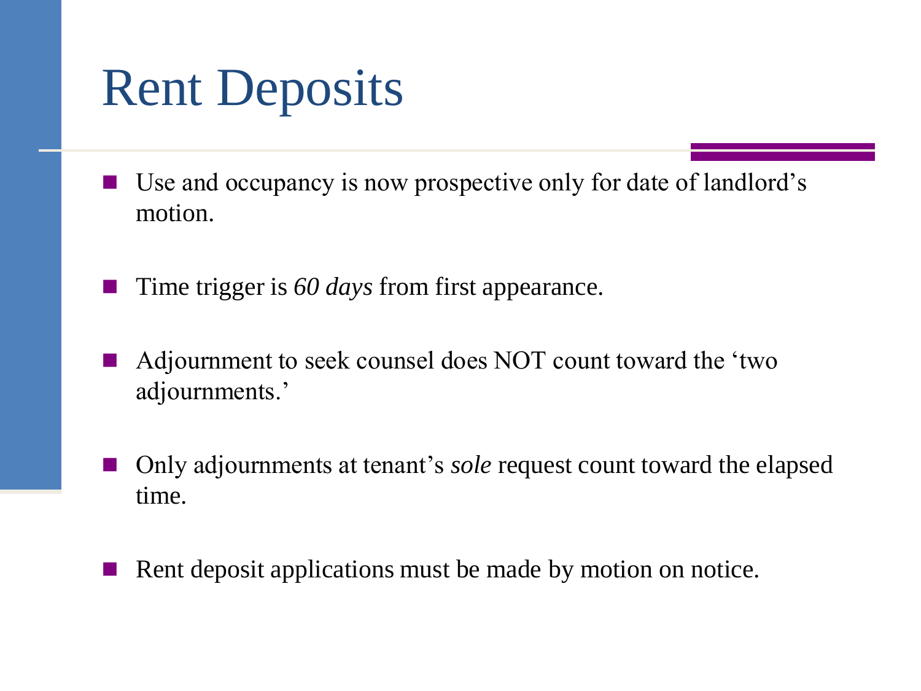# Rent Deposits

- Use and occupancy is now prospective only for date of landlord's motion.
- Time trigger is *60 days* from first appearance.
- Adjournment to seek counsel does NOT count toward the 'two adjournments.'
- Only adjournments at tenant's *sole* request count toward the elapsed time.
- Rent deposit applications must be made by motion on notice.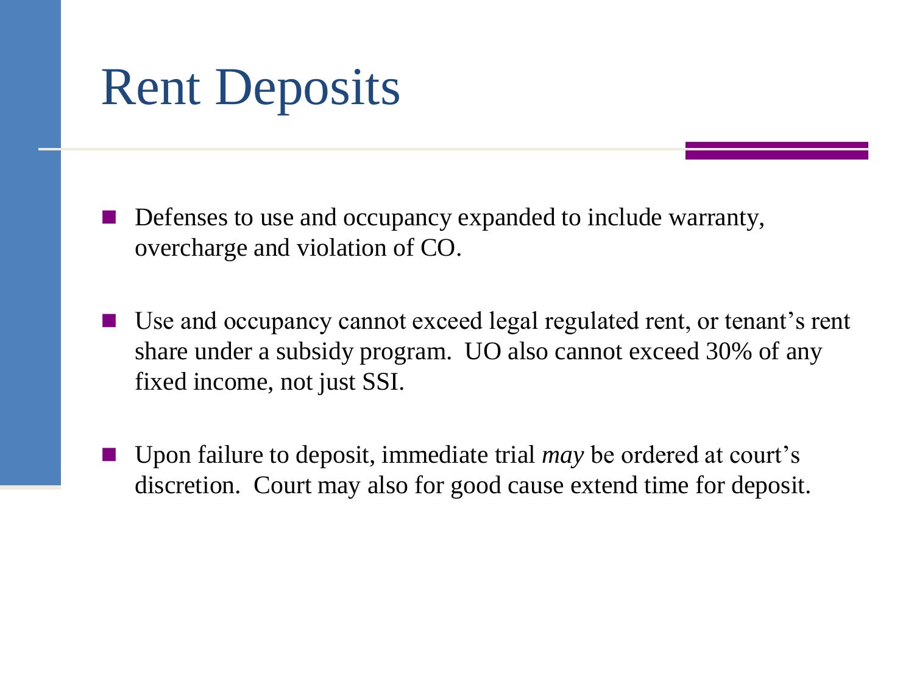# Rent Deposits

- Defenses to use and occupancy expanded to include warranty, overcharge and violation of CO.
- Use and occupancy cannot exceed legal regulated rent, or tenant's rent share under a subsidy program. UO also cannot exceed 30% of any fixed income, not just SSI.
- Upon failure to deposit, immediate trial *may* be ordered at court's discretion. Court may also for good cause extend time for deposit.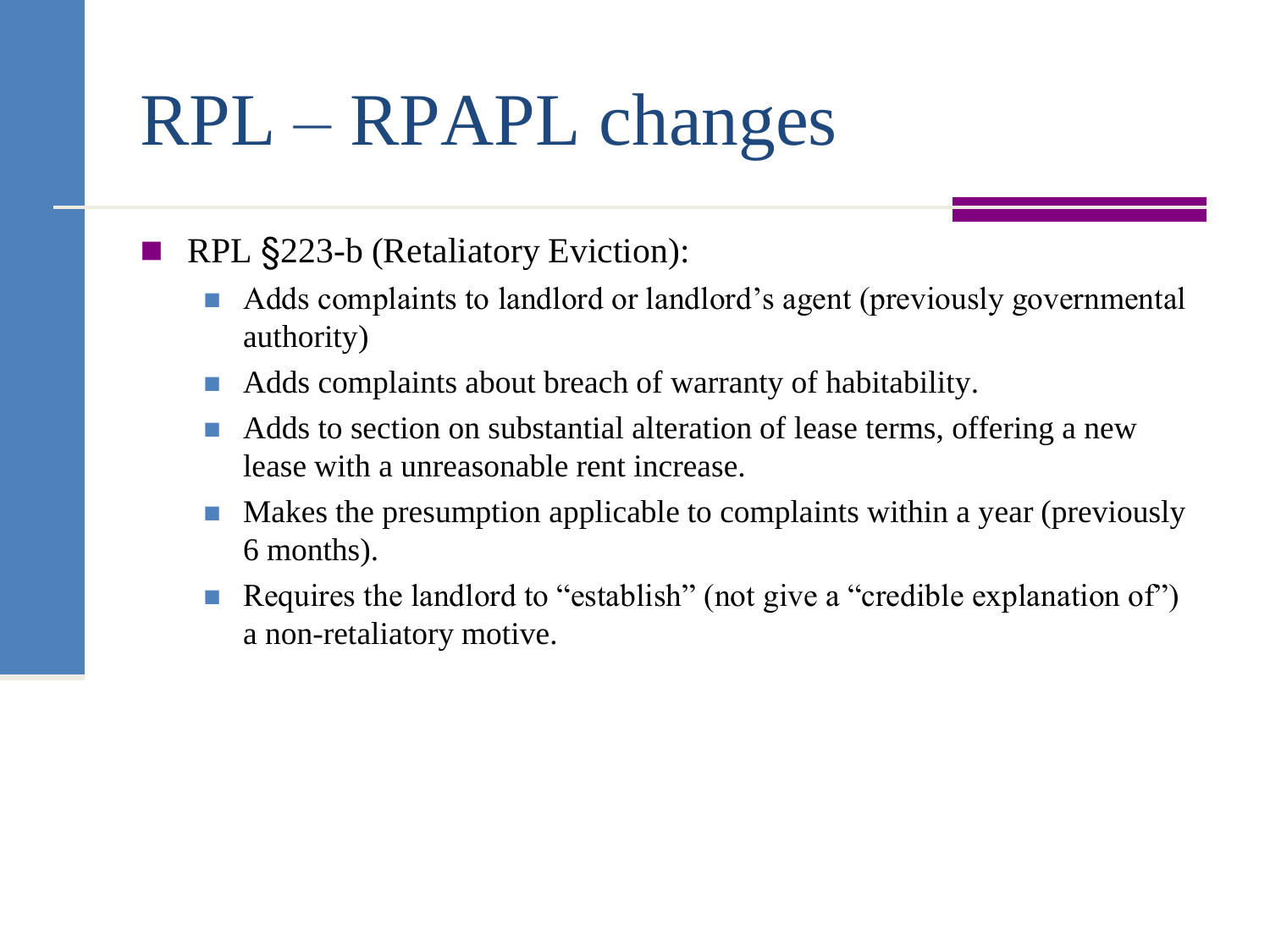# RPL – RPAPL changes

- RPL §223-b (Retaliatory Eviction):
  - Adds complaints to landlord or landlord's agent (previously governmental authority)
  - Adds complaints about breach of warranty of habitability.
  - Adds to section on substantial alteration of lease terms, offering a new lease with a unreasonable rent increase.
  - Makes the presumption applicable to complaints within a year (previously 6 months).
  - Requires the landlord to "establish" (not give a "credible explanation of") a non-retaliatory motive.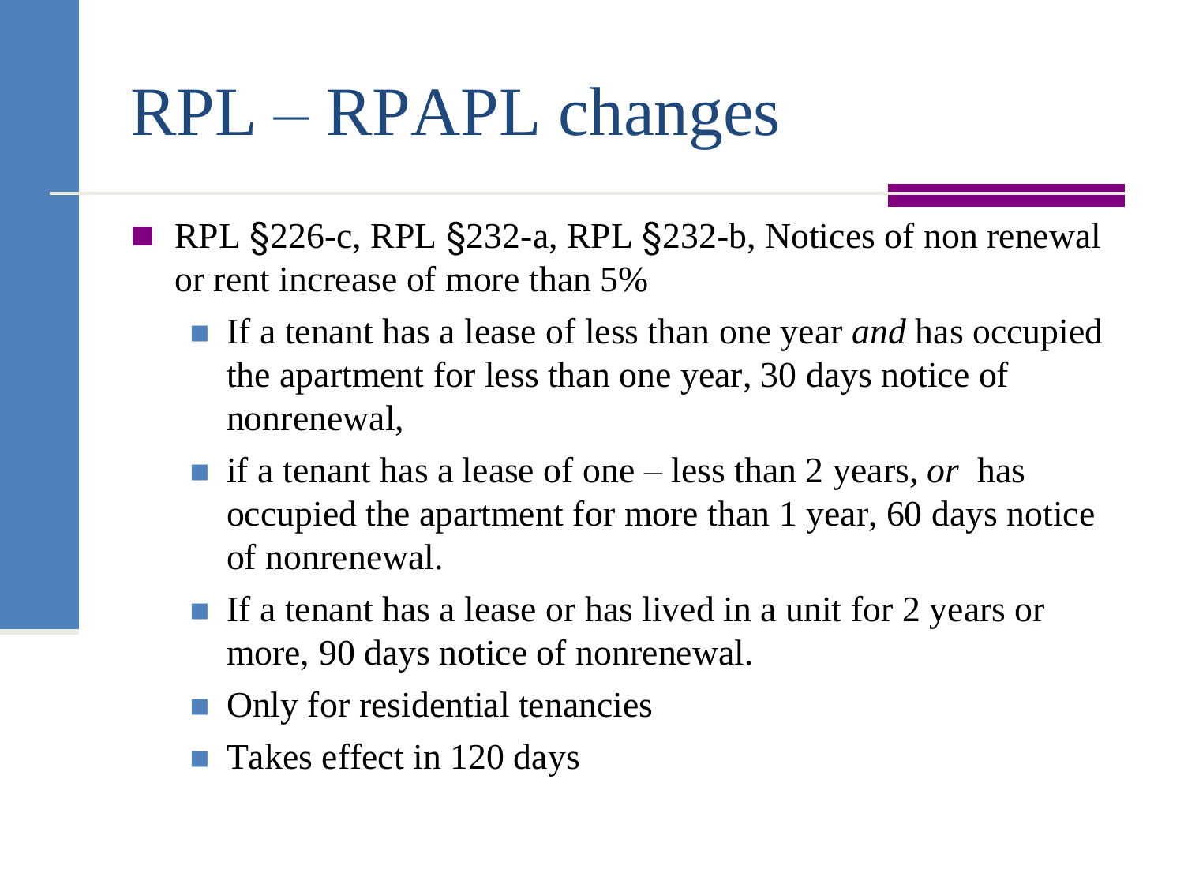# RPL – RPAPL changes

- RPL §226-c, RPL §232-a, RPL §232-b, Notices of non renewal or rent increase of more than 5%
  - If a tenant has a lease of less than one year *and* has occupied the apartment for less than one year, 30 days notice of nonrenewal,
  - if a tenant has a lease of one – less than 2 years, *or* has occupied the apartment for more than 1 year, 60 days notice of nonrenewal.
  - If a tenant has a lease or has lived in a unit for 2 years or more, 90 days notice of nonrenewal.
  - Only for residential tenancies
  - Takes effect in 120 days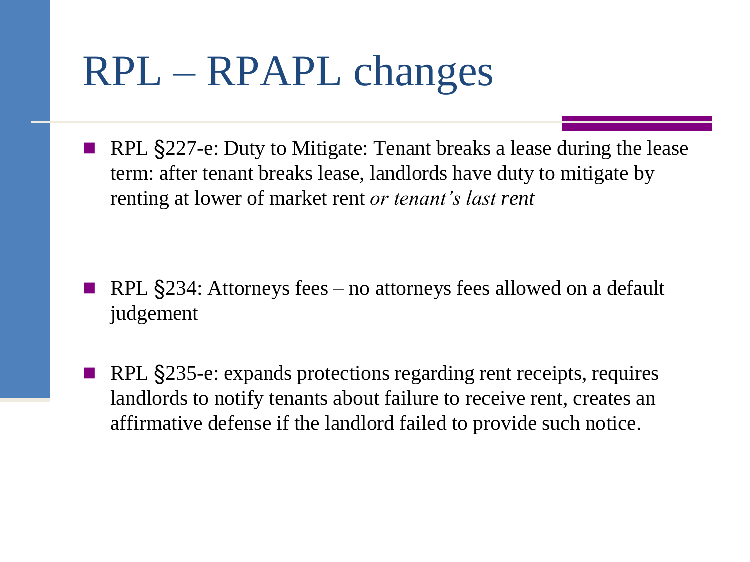# RPL – RPAPL changes

- RPL §227-e: Duty to Mitigate: Tenant breaks a lease during the lease term: after tenant breaks lease, landlords have duty to mitigate by renting at lower of market rent *or tenant's last rent*

- RPL §234: Attorneys fees – no attorneys fees allowed on a default judgement

- RPL §235-e: expands protections regarding rent receipts, requires landlords to notify tenants about failure to receive rent, creates an affirmative defense if the landlord failed to provide such notice.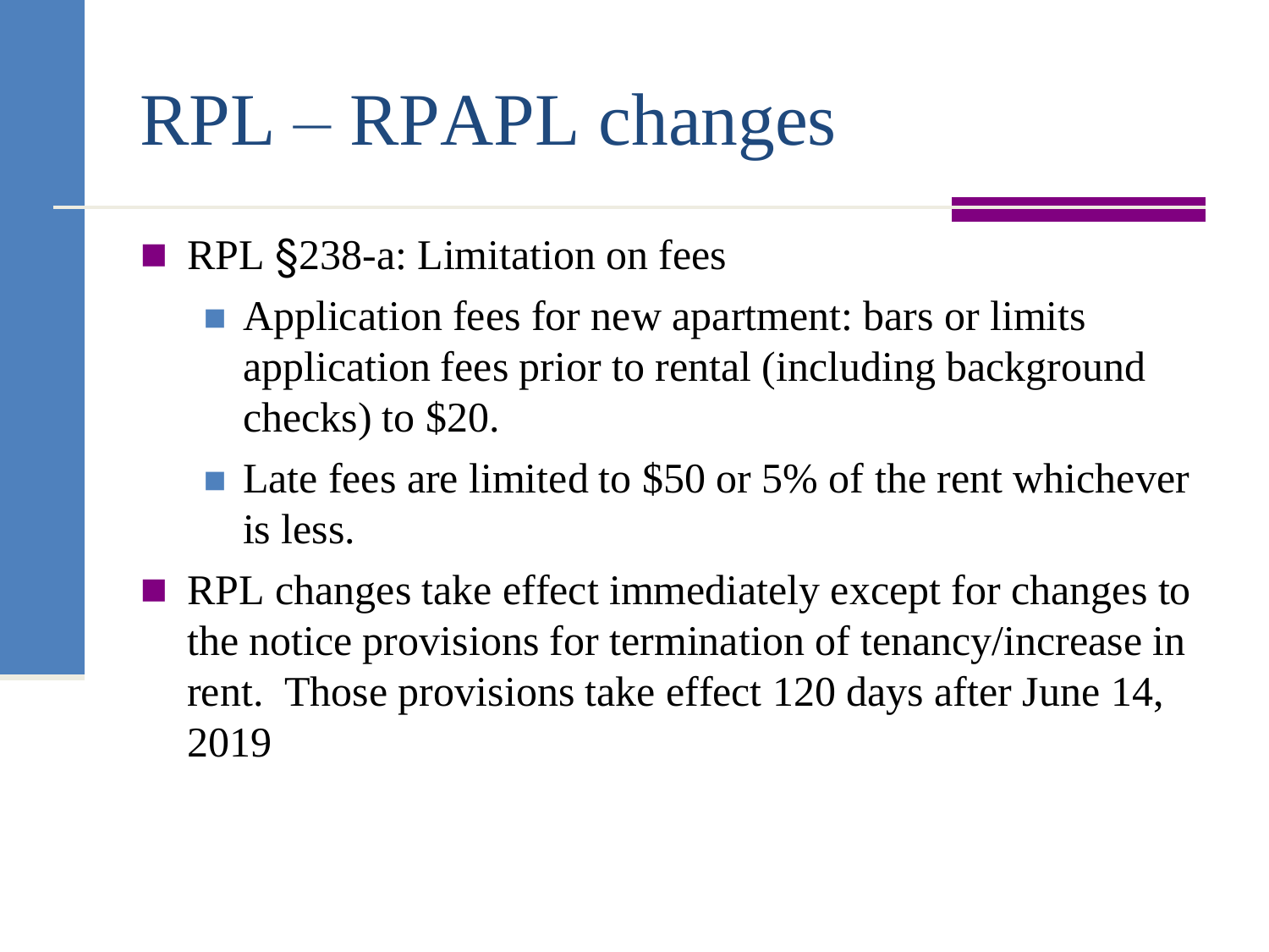# RPL – RPAPL changes

- RPL §238-a: Limitation on fees
  - Application fees for new apartment: bars or limits application fees prior to rental (including background checks) to $20.
  - Late fees are limited to $50 or 5% of the rent whichever is less.
- RPL changes take effect immediately except for changes to the notice provisions for termination of tenancy/increase in rent. Those provisions take effect 120 days after June 14, 2019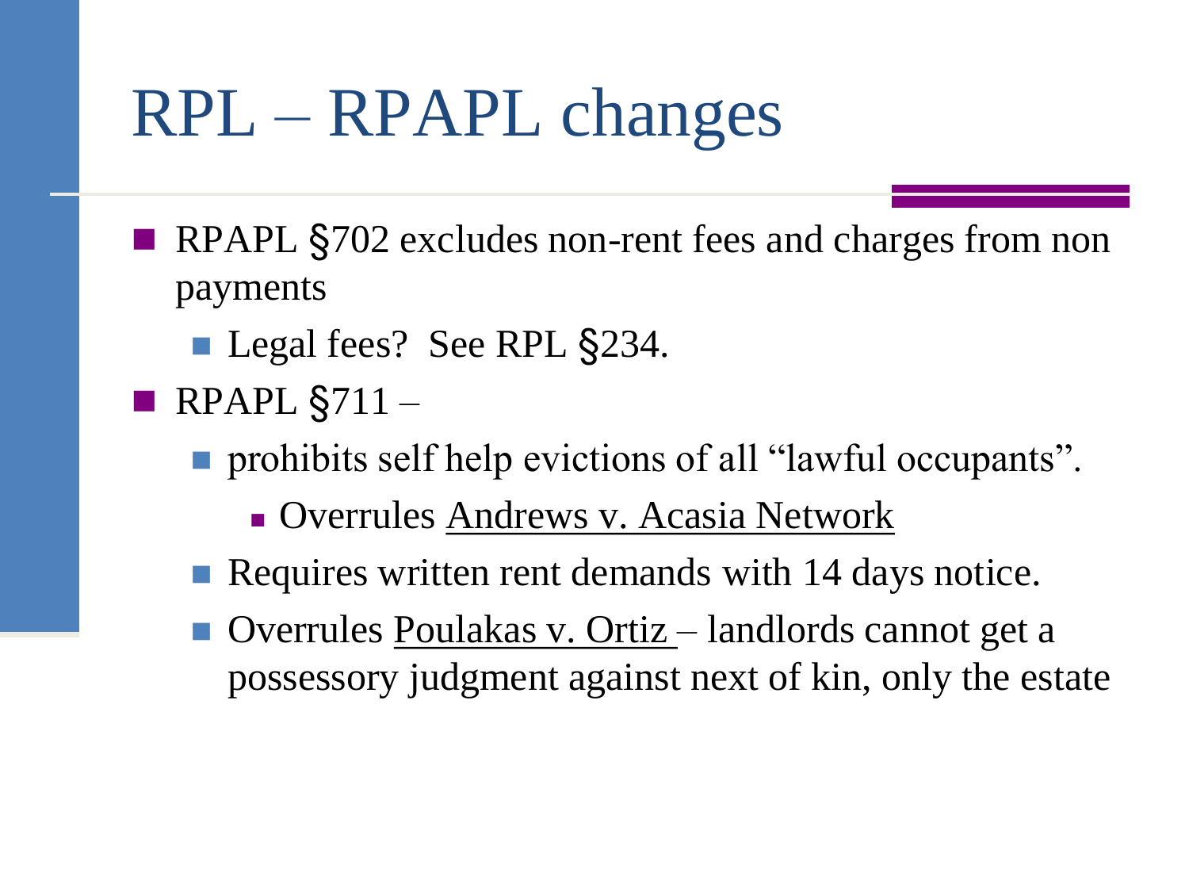# RPL – RPAPL changes

- RPAPL §702 excludes non-rent fees and charges from non payments
  - Legal fees? See RPL §234.
- RPAPL §711 –
  - prohibits self help evictions of all “lawful occupants”.
    - Overrules Andrews v. Acasia Network
  - Requires written rent demands with 14 days notice.
  - Overrules Poulakas v. Ortiz – landlords cannot get a possessory judgment against next of kin, only the estate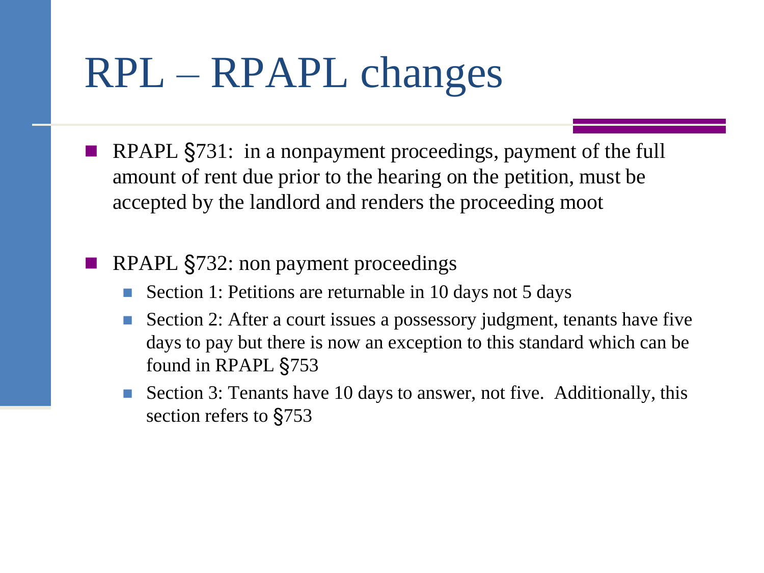# RPL – RPAPL changes

- RPAPL §731: in a nonpayment proceedings, payment of the full amount of rent due prior to the hearing on the petition, must be accepted by the landlord and renders the proceeding moot

- RPAPL §732: non payment proceedings
  - Section 1: Petitions are returnable in 10 days not 5 days
  - Section 2: After a court issues a possessory judgment, tenants have five days to pay but there is now an exception to this standard which can be found in RPAPL §753
  - Section 3: Tenants have 10 days to answer, not five. Additionally, this section refers to §753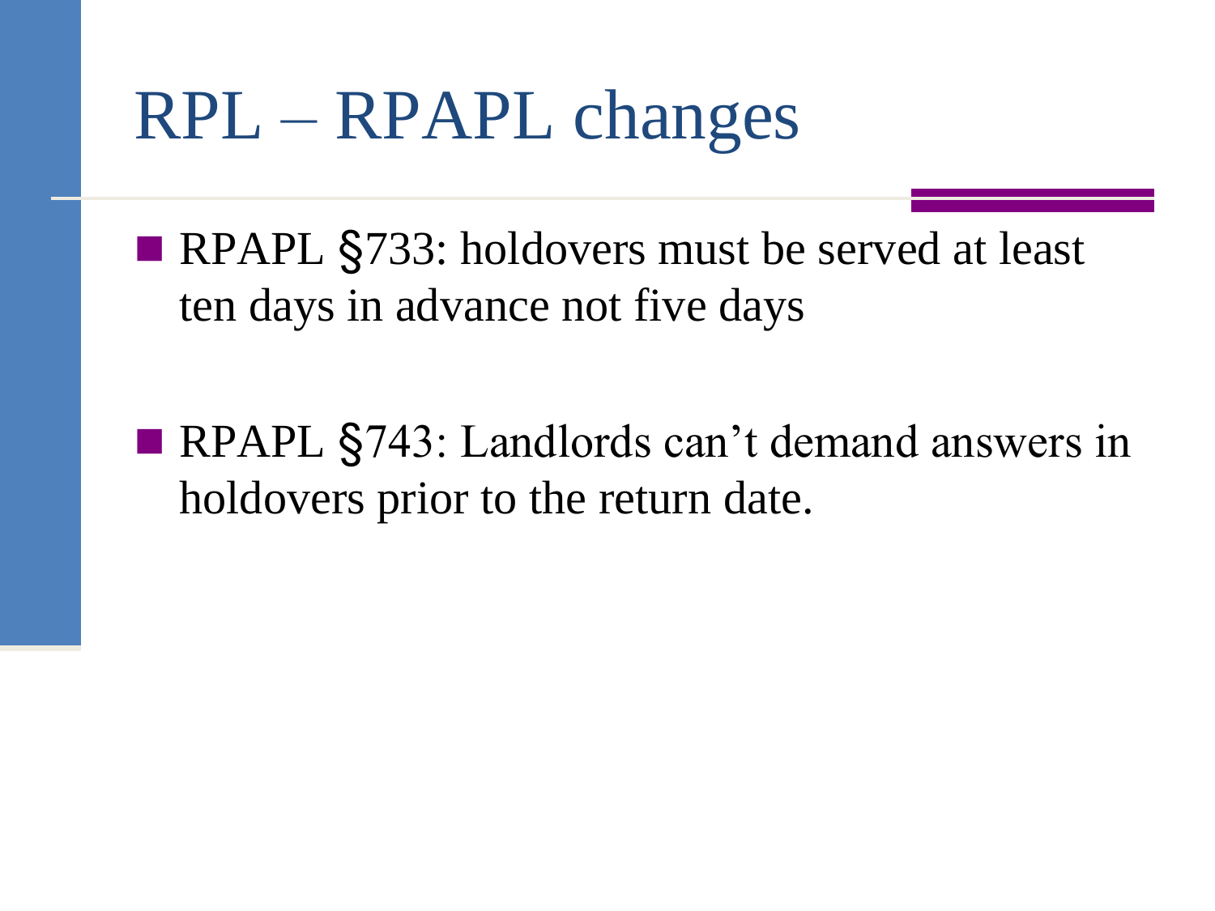# RPL – RPAPL changes

- RPAPL §733: holdovers must be served at least ten days in advance not five days

- RPAPL §743: Landlords can't demand answers in holdovers prior to the return date.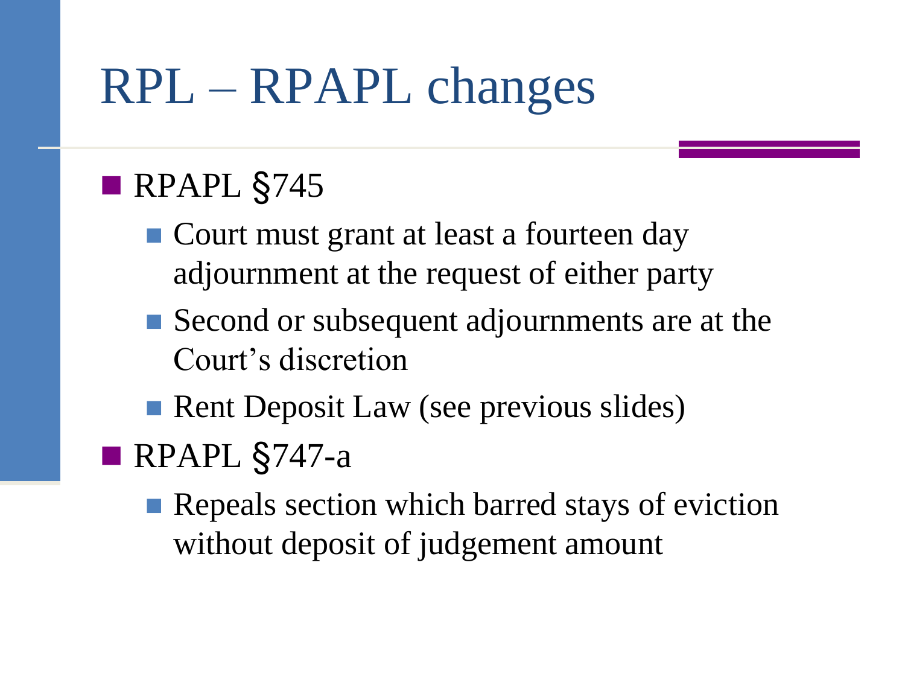# RPL – RPAPL changes

- RPAPL §745
  - Court must grant at least a fourteen day adjournment at the request of either party
  - Second or subsequent adjournments are at the Court's discretion
  - Rent Deposit Law (see previous slides)
- RPAPL §747-a
  - Repeals section which barred stays of eviction without deposit of judgement amount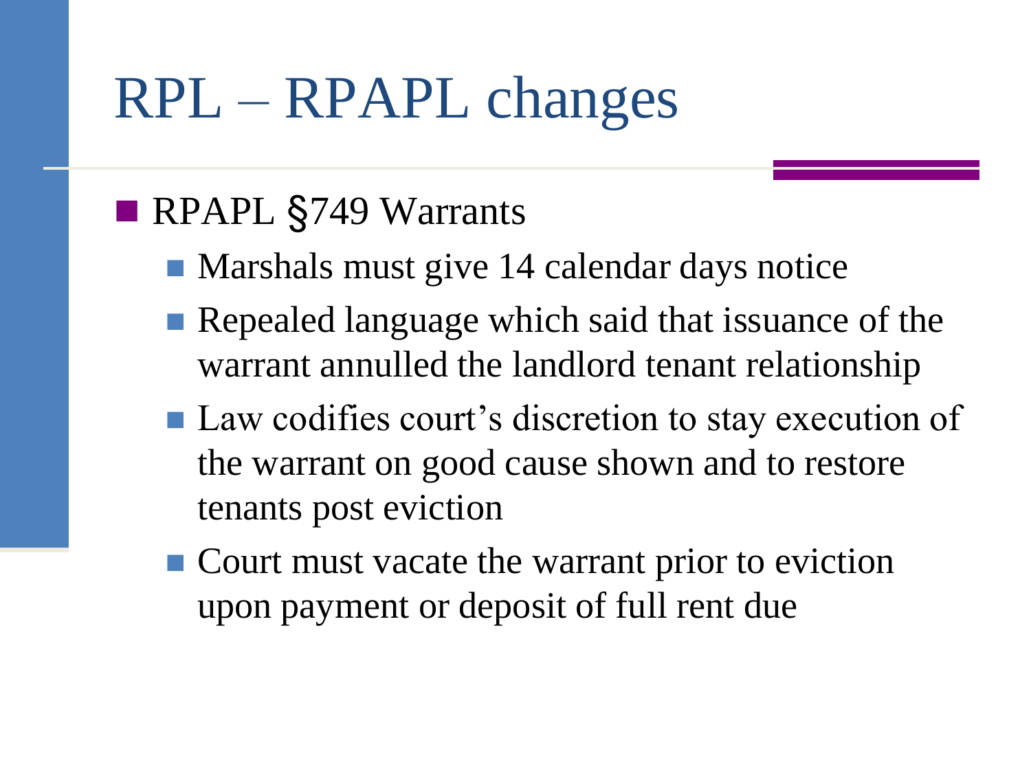# RPL – RPAPL changes

- RPAPL §749 Warrants
  - Marshals must give 14 calendar days notice
  - Repealed language which said that issuance of the warrant annulled the landlord tenant relationship
  - Law codifies court's discretion to stay execution of the warrant on good cause shown and to restore tenants post eviction
  - Court must vacate the warrant prior to eviction upon payment or deposit of full rent due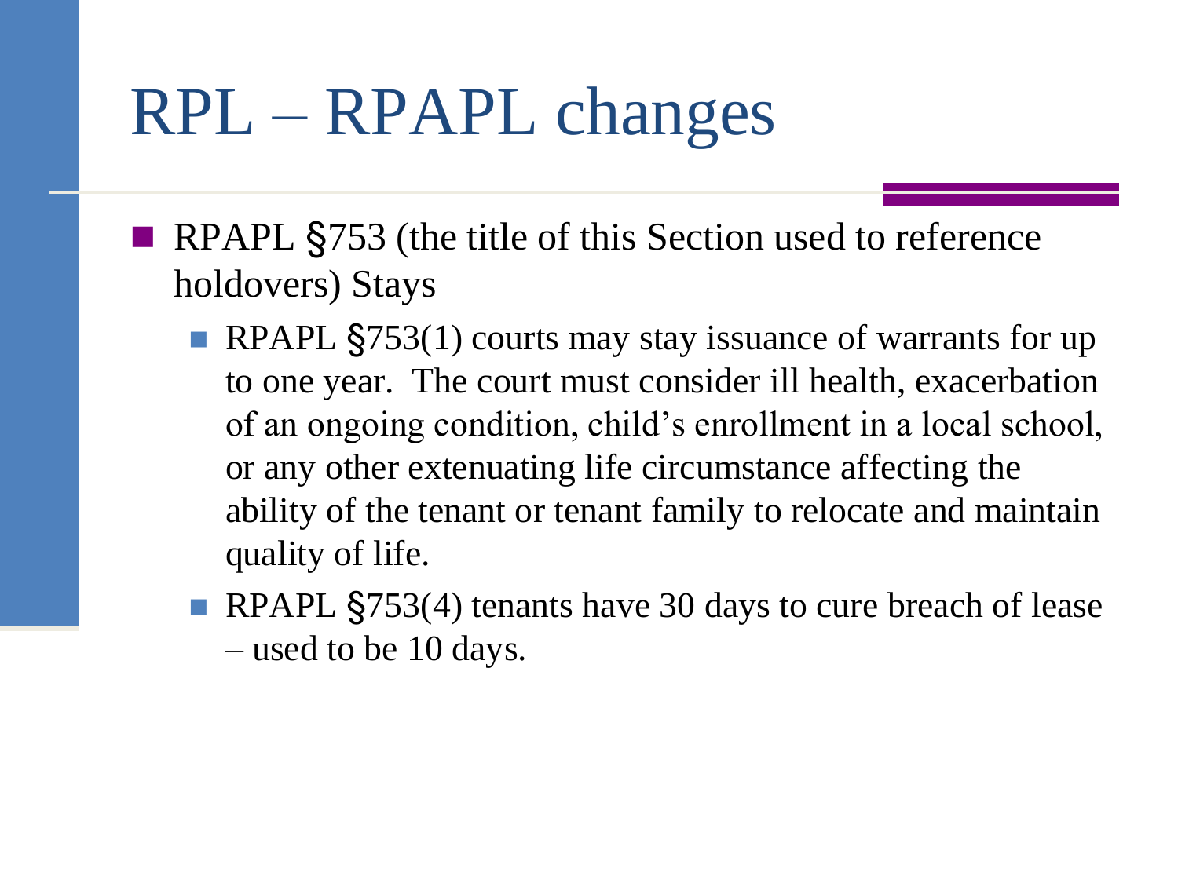# RPL – RPAPL changes

- RPAPL §753 (the title of this Section used to reference holdovers) Stays
  - RPAPL §753(1) courts may stay issuance of warrants for up to one year. The court must consider ill health, exacerbation of an ongoing condition, child's enrollment in a local school, or any other extenuating life circumstance affecting the ability of the tenant or tenant family to relocate and maintain quality of life.
  - RPAPL §753(4) tenants have 30 days to cure breach of lease – used to be 10 days.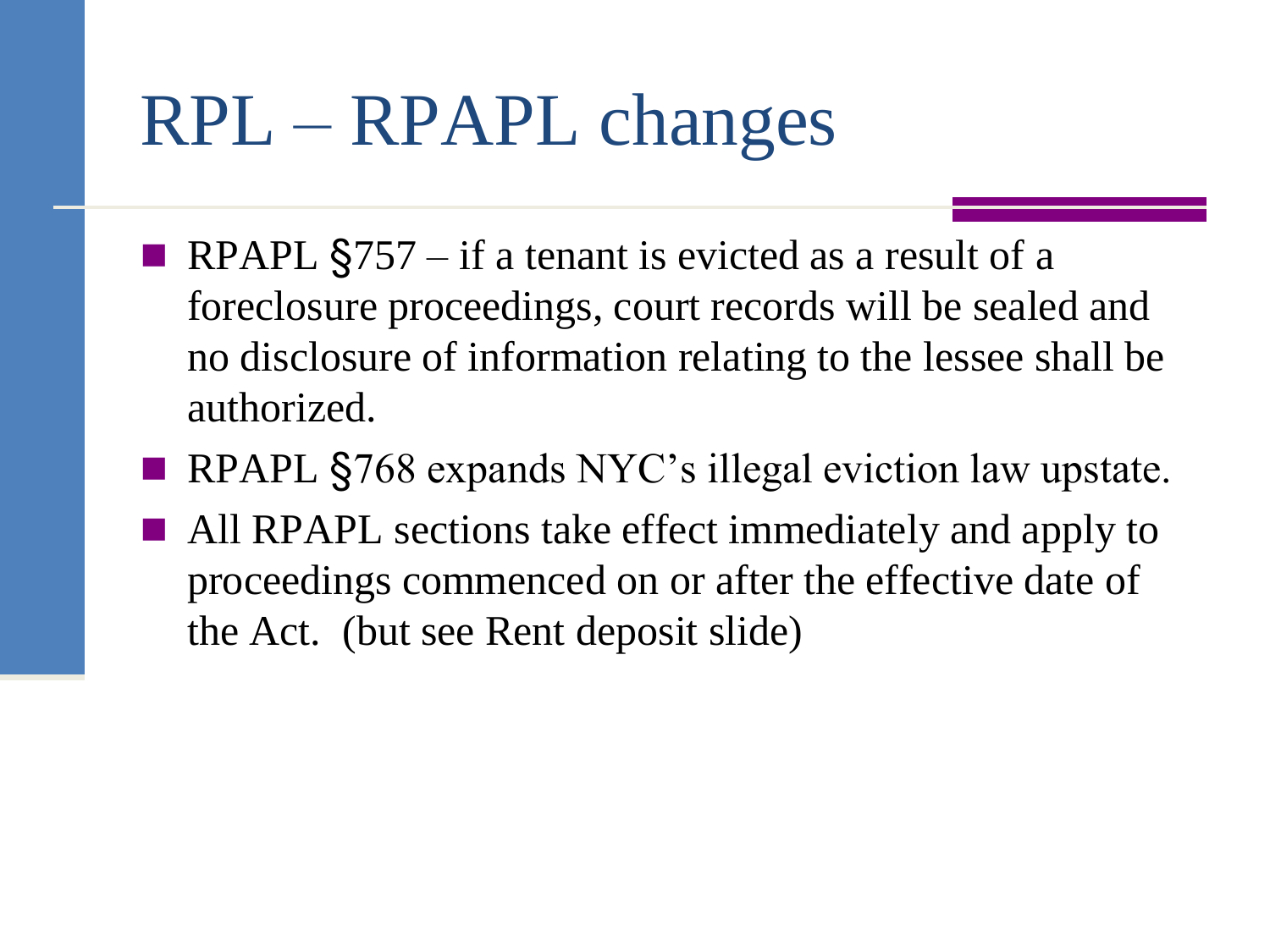# RPL – RPAPL changes

- RPAPL §757 – if a tenant is evicted as a result of a foreclosure proceedings, court records will be sealed and no disclosure of information relating to the lessee shall be authorized.
- RPAPL §768 expands NYC's illegal eviction law upstate.
- All RPAPL sections take effect immediately and apply to proceedings commenced on or after the effective date of the Act. (but see Rent deposit slide)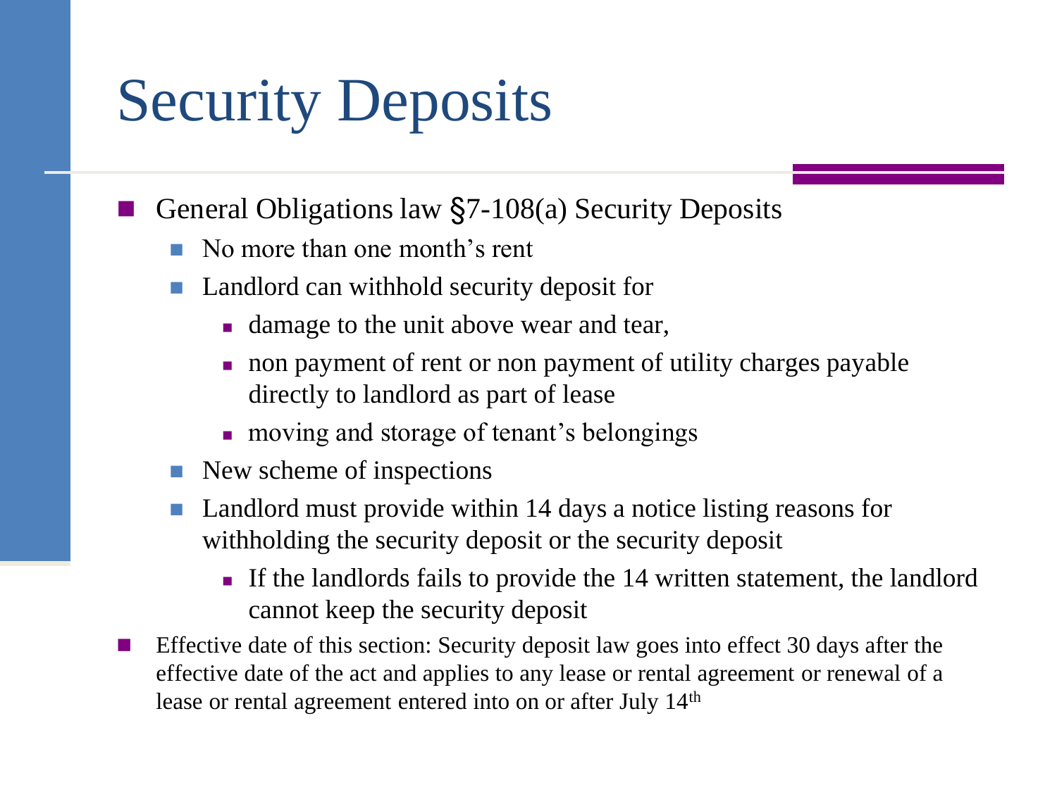# Security Deposits

- General Obligations law §7-108(a) Security Deposits
  - No more than one month's rent
  - Landlord can withhold security deposit for
    - damage to the unit above wear and tear,
    - non payment of rent or non payment of utility charges payable directly to landlord as part of lease
    - moving and storage of tenant's belongings
  - New scheme of inspections
  - Landlord must provide within 14 days a notice listing reasons for withholding the security deposit or the security deposit
    - If the landlords fails to provide the 14 written statement, the landlord cannot keep the security deposit
- Effective date of this section: Security deposit law goes into effect 30 days after the effective date of the act and applies to any lease or rental agreement or renewal of a lease or rental agreement entered into on or after July 14th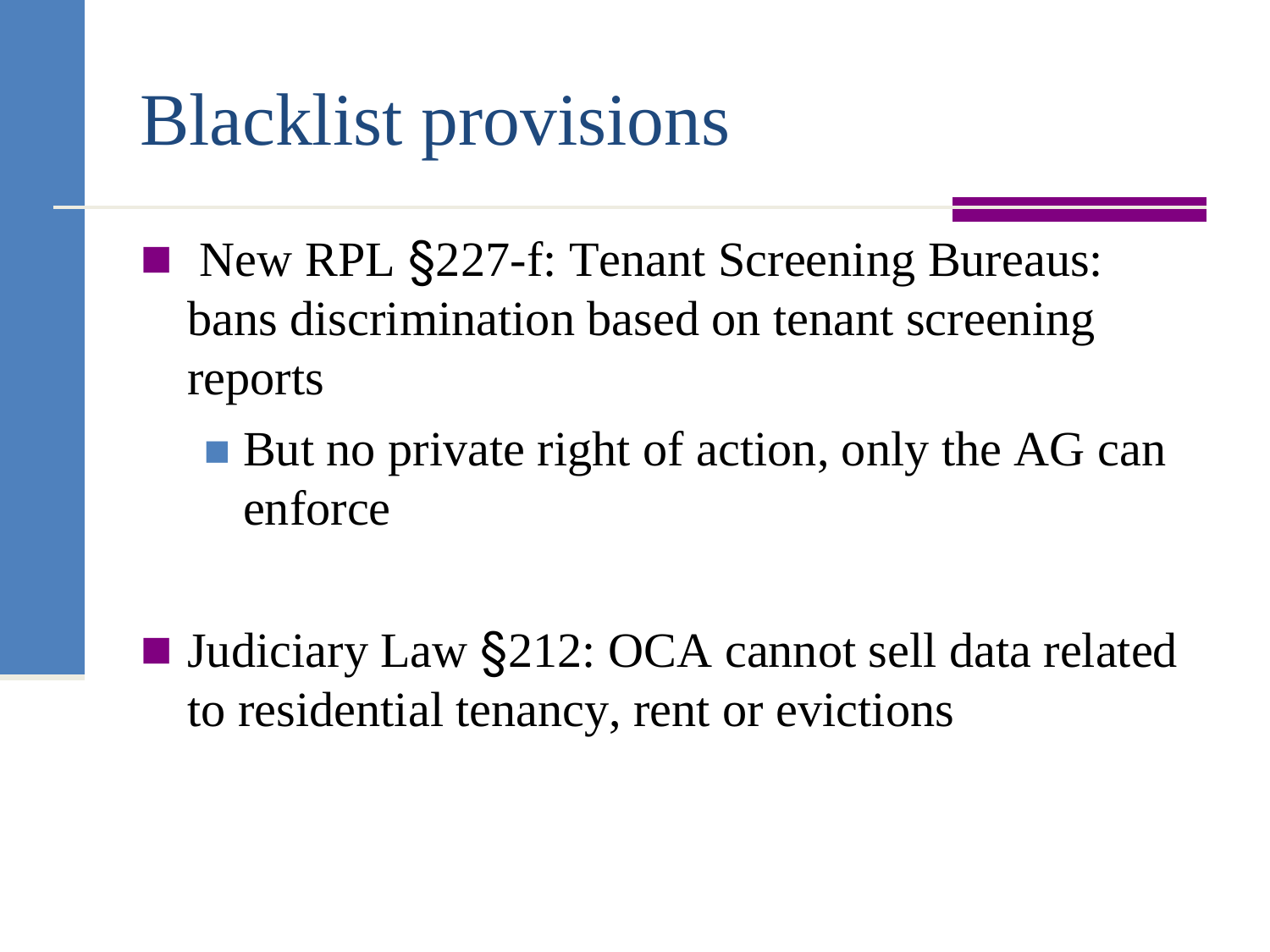# Blacklist provisions

- New RPL §227-f: Tenant Screening Bureaus: bans discrimination based on tenant screening reports
  - But no private right of action, only the AG can enforce
- Judiciary Law §212: OCA cannot sell data related to residential tenancy, rent or evictions